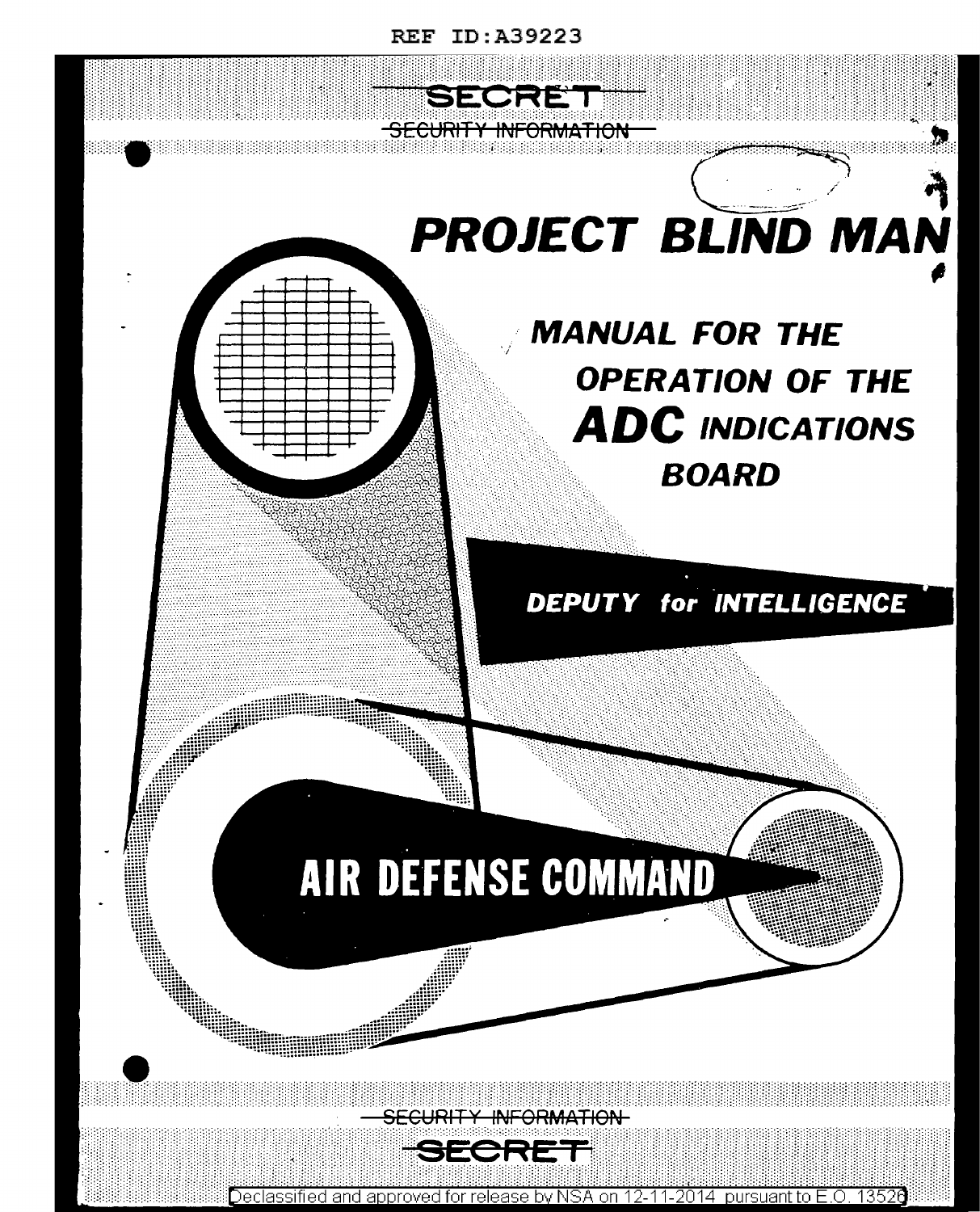REF ID:A39223

SECRET

~~SECURITY INFORMATION~~

# PROJECT BLIND MAN

## MANUAL FOR THE OPERATION OF THE ADC INDICATIONS BOARD

**DEPUTY for INTELLIGENCE**

**AIR DEFENSE COMMAND**

~~SECURITY INFORMATION~~

~~SECRET~~

Declassified and approved for release by NSA on 12-11-2014 pursuant to E.O. 13526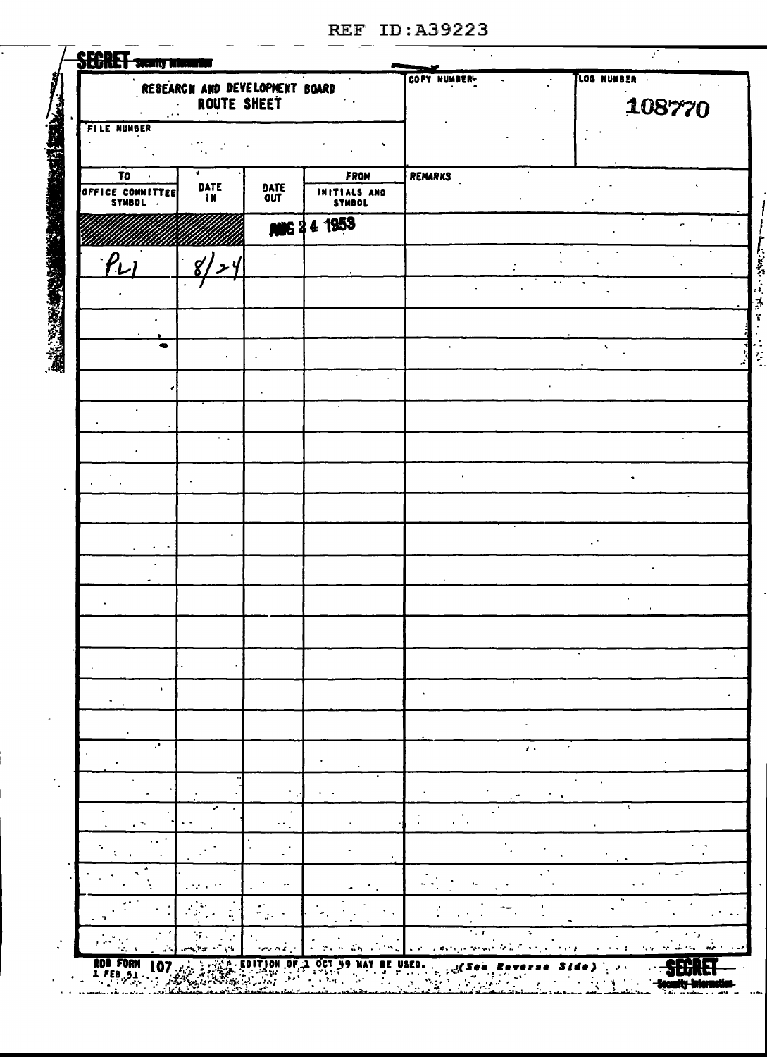REF ID:A39223

**SECRET** Security Information

| RESEARCH AND DEVELOPMENT BOARD ROUTE SHEET | | | | COPY NUMBER | LOG NUMBER |
|---|---|---|---|---|---|
| FILE NUMBER | | | | | 108770 |

| TO OFFICE COMMITTEE SYMBOL | DATE IN | DATE OUT | FROM INITIALS AND SYMBOL | REMARKS |
|---|---|---|---|---|
| | | AUG 24 1953 | | |
| PL1 | 8/24 | | | |
| | | | | |
| | | | | |
| | | | | |
| | | | | |
| | | | | |
| | | | | |
| | | | | |
| | | | | |
| | | | | |
| | | | | |
| | | | | |
| | | | | |
| | | | | |
| | | | | |
| | | | | |
| | | | | |
| | | | | |
| | | | | |
| | | | | |
| | | | | |
| | | | | |
| | | | | |

RDB FORM 107 1 FEB 51 EDITION OF 1 OCT 49 MAY BE USED. (See Reverse Side)

**SECRET** Security Information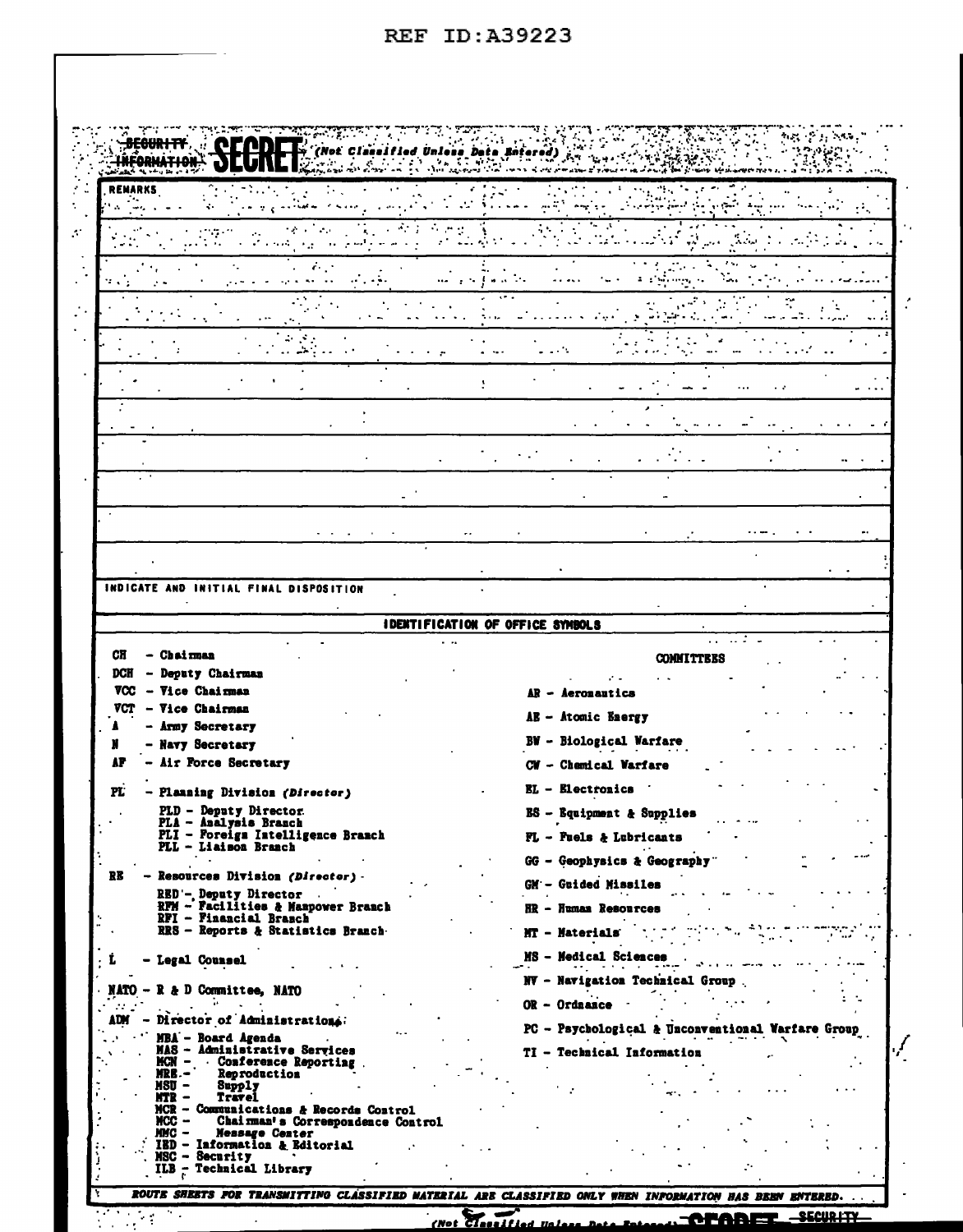REF ID:A39223

SECURITY INFORMATION **SECRET** (Not Classified Unless Data Entered)

REMARKS

INDICATE AND INITIAL FINAL DISPOSITION

## IDENTIFICATION OF OFFICE SYMBOLS

CH - Chairman
DCH - Deputy Chairman
VCC - Vice Chairman
VCT - Vice Chairman
A - Army Secretary
N - Navy Secretary
AF - Air Force Secretary

PL - Planning Division *(Director)*
- PLD - Deputy Director
- PLA - Analysis Branch
- PLI - Foreign Intelligence Branch
- PLL - Liaison Branch

RE - Resources Division *(Director)*
- RED - Deputy Director
- RFM - Facilities & Manpower Branch
- RFI - Financial Branch
- RRS - Reports & Statistics Branch

L - Legal Counsel

NATO - R & D Committee, NATO

ADM - Director of Administration:
- MBA - Board Agenda
- MAS - Administrative Services
- MCN - Conference Reporting
- MRE - Reproduction
- MSU - Supply
- MTR - Travel
- MCR - Communications & Records Control
- MCC - Chairman's Correspondence Control
- MMC - Message Center
- IED - Information & Editorial
- MSC - Security
- ILB - Technical Library

COMMITTEES

- AR - Aeronautics
- AE - Atomic Energy
- BW - Biological Warfare
- CW - Chemical Warfare
- EL - Electronics
- ES - Equipment & Supplies
- FL - Fuels & Lubricants
- GG - Geophysics & Geography
- GM - Guided Missiles
- HR - Human Resources
- MT - Materials
- MS - Medical Sciences
- NV - Navigation Technical Group
- OR - Ordnance
- PC - Psychological & Unconventional Warfare Group
- TI - Technical Information

*ROUTE SHEETS FOR TRANSMITTING CLASSIFIED MATERIAL ARE CLASSIFIED ONLY WHEN INFORMATION HAS BEEN ENTERED.*

(Not Classified Unless Data Entered) **SECRET** SECURITY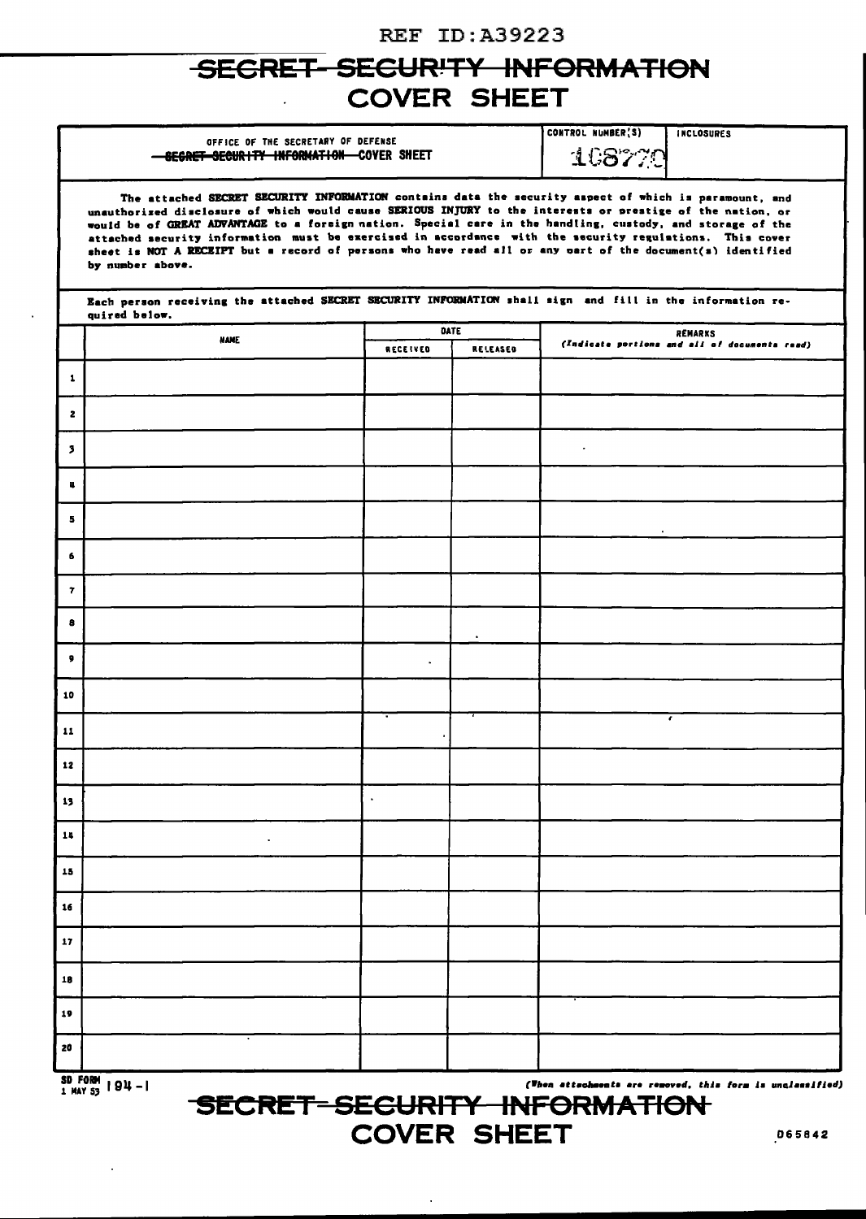REF ID:A39223

# ~~SECRET-SECURITY INFORMATION~~ COVER SHEET

| OFFICE OF THE SECRETARY OF DEFENSE ~~SECRET SECURITY INFORMATION~~ COVER SHEET | CONTROL NUMBER(S) 108770 | INCLOSURES |
|---|---|---|

The attached SECRET SECURITY INFORMATION contains data the security aspect of which is paramount, and unauthorized disclosure of which would cause SERIOUS INJURY to the interests or prestige of the nation, or would be of GREAT ADVANTAGE to a foreign nation. Special care in the handling, custody, and storage of the attached security information must be exercised in accordance with the security regulations. This cover sheet is NOT A RECEIPT but a record of persons who have read all or any part of the document(s) identified by number above.

Each person receiving the attached SECRET SECURITY INFORMATION shall sign and fill in the information required below.

| | NAME | DATE | | REMARKS *(Indicate portions and all of documents read)* |
|---|---|---|---|---|
| | | RECEIVED | RELEASED | |
| 1 | | | | |
| 2 | | | | |
| 3 | | | | |
| 4 | | | | |
| 5 | | | | |
| 6 | | | | |
| 7 | | | | |
| 8 | | | | |
| 9 | | | | |
| 10 | | | | |
| 11 | | | | |
| 12 | | | | |
| 13 | | | | |
| 14 | | | | |
| 15 | | | | |
| 16 | | | | |
| 17 | | | | |
| 18 | | | | |
| 19 | | | | |
| 20 | | | | |

SD FORM 194-1
1 MAY 53

*(When attachments are removed, this form is unclassified)*

# ~~SECRET-SECURITY INFORMATION~~ COVER SHEET

D65842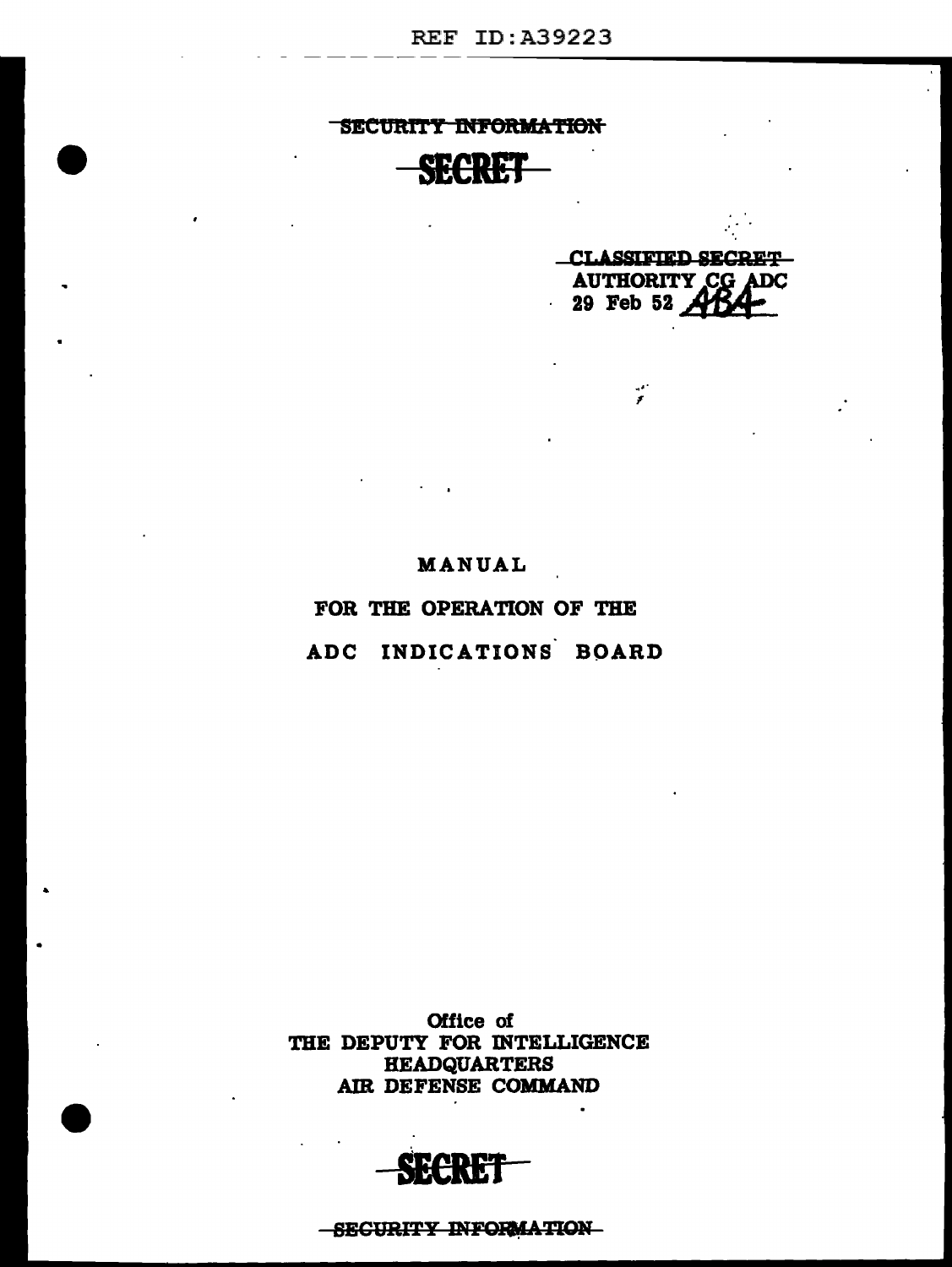~~SECURITY INFORMATION~~

~~**SECRET**~~

~~CLASSIFIED SECRET~~
AUTHORITY CG ADC
29 Feb 52 ABA

# MANUAL

## FOR THE OPERATION OF THE

## ADC INDICATIONS BOARD

Office of
THE DEPUTY FOR INTELLIGENCE
HEADQUARTERS
AIR DEFENSE COMMAND

~~**SECRET**~~

~~SECURITY INFORMATION~~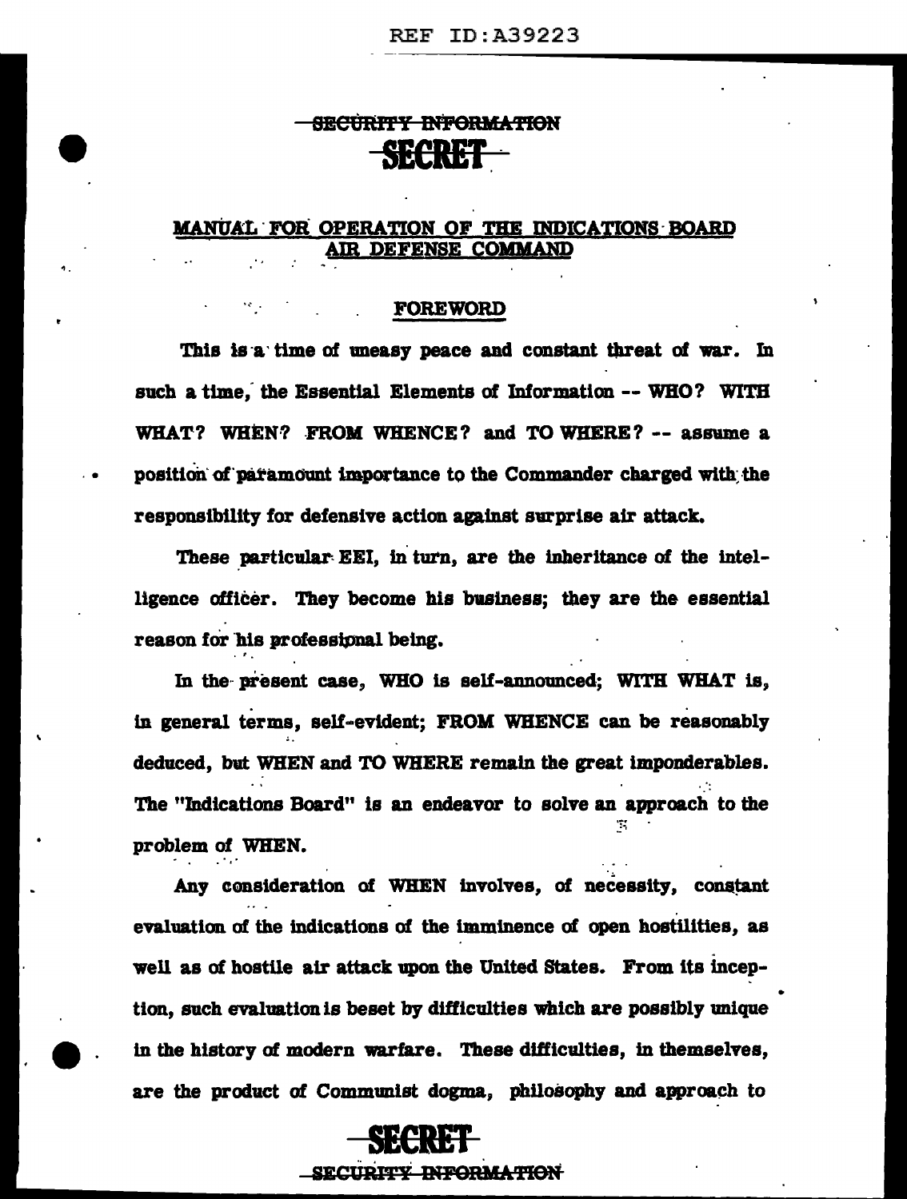SECURITY INFORMATION

SECRET

## MANUAL FOR OPERATION OF THE INDICATIONS BOARD AIR DEFENSE COMMAND

### FOREWORD

This is a time of uneasy peace and constant threat of war. In such a time, the Essential Elements of Information -- WHO? WITH WHAT? WHEN? FROM WHENCE? and TO WHERE? -- assume a position of paramount importance to the Commander charged with the responsibility for defensive action against surprise air attack.

These particular EEI, in turn, are the inheritance of the intelligence officer. They become his business; they are the essential reason for his professional being.

In the present case, WHO is self-announced; WITH WHAT is, in general terms, self-evident; FROM WHENCE can be reasonably deduced, but WHEN and TO WHERE remain the great imponderables. The "Indications Board" is an endeavor to solve an approach to the problem of WHEN.

Any consideration of WHEN involves, of necessity, constant evaluation of the indications of the imminence of open hostilities, as well as of hostile air attack upon the United States. From its inception, such evaluation is beset by difficulties which are possibly unique in the history of modern warfare. These difficulties, in themselves, are the product of Communist dogma, philosophy and approach to

SECRET

SECURITY INFORMATION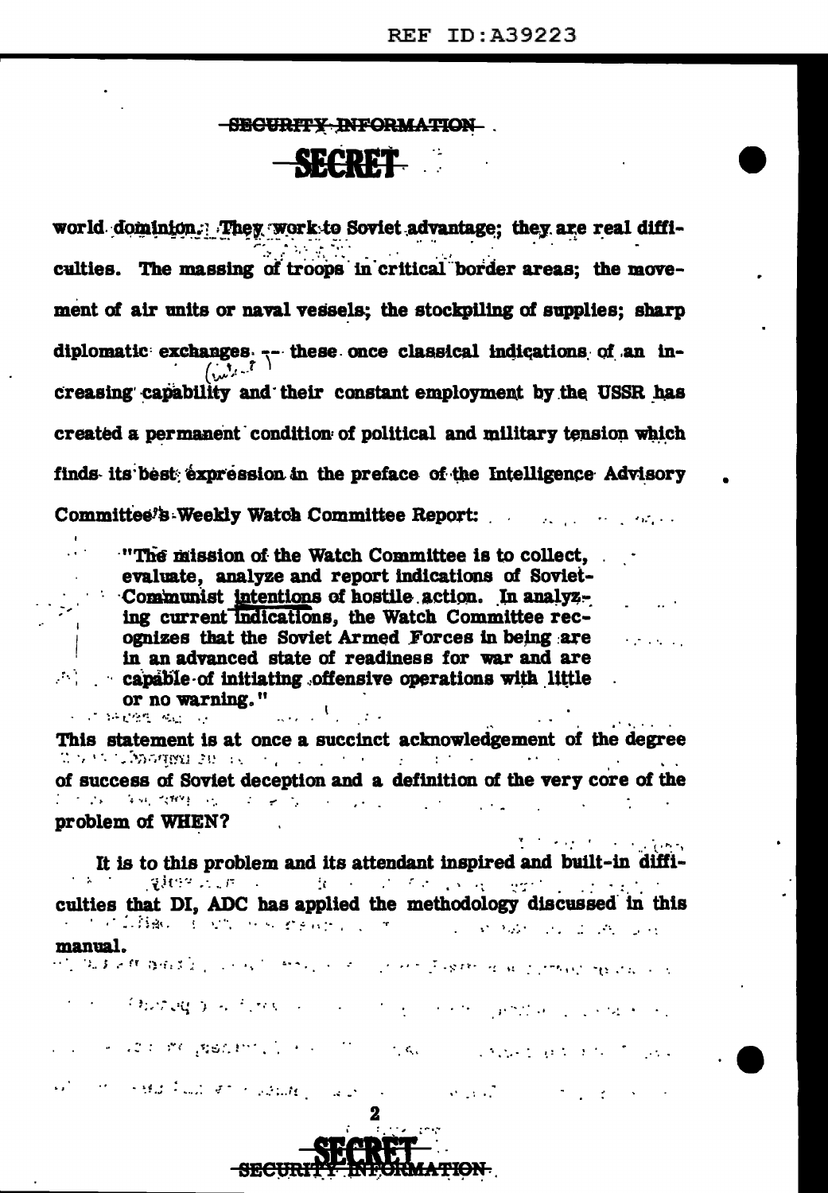world dominion. They work to Soviet advantage; they are real difficulties. The massing of troops in critical border areas; the movement of air units or naval vessels; the stockpiling of supplies; sharp diplomatic exchanges -- these once classical indications of an increasing capability and their constant employment by the USSR has created a permanent condition of political and military tension which finds its best expression in the preface of the Intelligence Advisory Committee's Weekly Watch Committee Report:

> "The mission of the Watch Committee is to collect, evaluate, analyze and report indications of Soviet-Communist intentions of hostile action. In analyzing current indications, the Watch Committee recognizes that the Soviet Armed Forces in being are in an advanced state of readiness for war and are capable of initiating offensive operations with little or no warning."

This statement is at once a succinct acknowledgement of the degree of success of Soviet deception and a definition of the very core of the problem of WHEN?

It is to this problem and its attendant inspired and built-in difficulties that DI, ADC has applied the methodology discussed in this manual.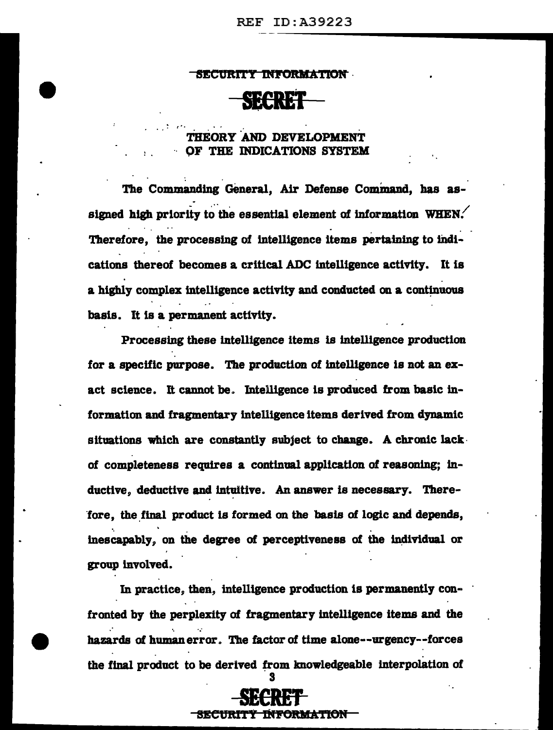SECURITY INFORMATION

SECRET

# THEORY AND DEVELOPMENT OF THE INDICATIONS SYSTEM

The Commanding General, Air Defense Command, has assigned high priority to the essential element of information WHEN. Therefore, the processing of intelligence items pertaining to indications thereof becomes a critical ADC intelligence activity. It is a highly complex intelligence activity and conducted on a continuous basis. It is a permanent activity.

Processing these intelligence items is intelligence production for a specific purpose. The production of intelligence is not an exact science. It cannot be. Intelligence is produced from basic information and fragmentary intelligence items derived from dynamic situations which are constantly subject to change. A chronic lack of completeness requires a continual application of reasoning; inductive, deductive and intuitive. An answer is necessary. Therefore, the final product is formed on the basis of logic and depends, inescapably, on the degree of perceptiveness of the individual or group involved.

In practice, then, intelligence production is permanently confronted by the perplexity of fragmentary intelligence items and the hazards of human error. The factor of time alone--urgency--forces the final product to be derived from knowledgeable interpolation of

SECRET

SECURITY INFORMATION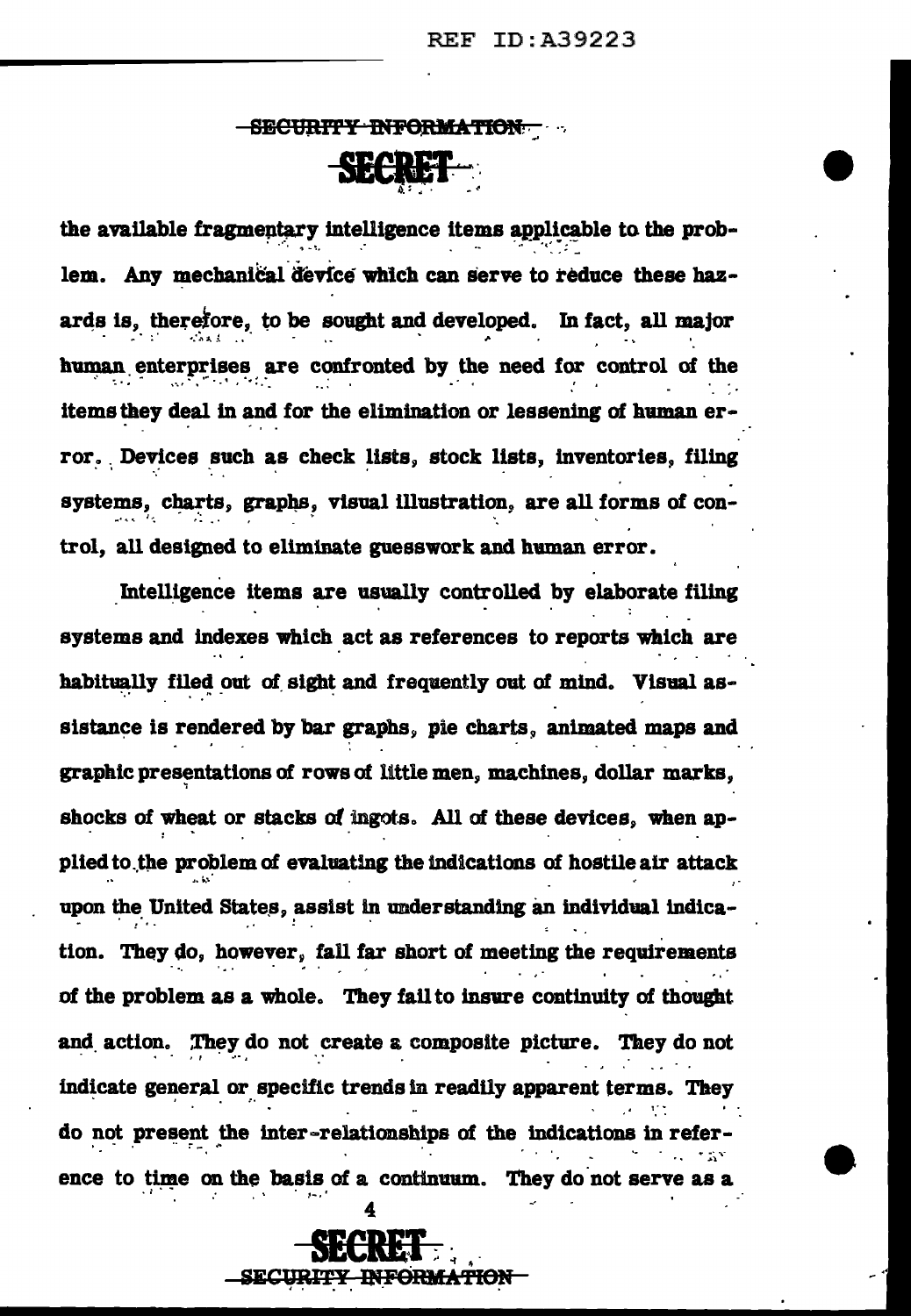the available fragmentary intelligence items applicable to the problem. Any mechanical device which can serve to reduce these hazards is, therefore, to be sought and developed. In fact, all major human enterprises are confronted by the need for control of the items they deal in and for the elimination or lessening of human error. Devices such as check lists, stock lists, inventories, filing systems, charts, graphs, visual illustration, are all forms of control, all designed to eliminate guesswork and human error.

Intelligence items are usually controlled by elaborate filing systems and indexes which act as references to reports which are habitually filed out of sight and frequently out of mind. Visual assistance is rendered by bar graphs, pie charts, animated maps and graphic presentations of rows of little men, machines, dollar marks, shocks of wheat or stacks of ingots. All of these devices, when applied to the problem of evaluating the indications of hostile air attack upon the United States, assist in understanding an individual indication. They do, however, fall far short of meeting the requirements of the problem as a whole. They fail to insure continuity of thought and action. They do not create a composite picture. They do not indicate general or specific trends in readily apparent terms. They do not present the inter-relationships of the indications in reference to time on the basis of a continuum. They do not serve as a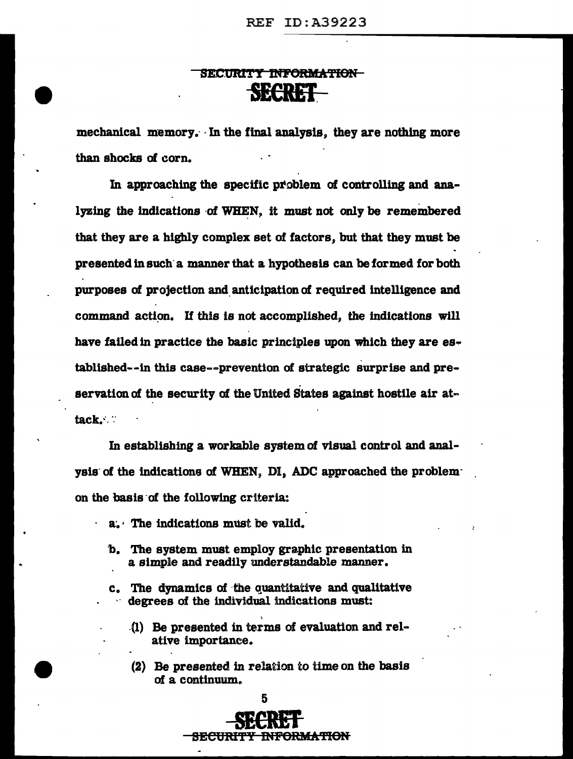mechanical memory. In the final analysis, they are nothing more than shocks of corn.

In approaching the specific problem of controlling and analyzing the indications of WHEN, it must not only be remembered that they are a highly complex set of factors, but that they must be presented in such a manner that a hypothesis can be formed for both purposes of projection and anticipation of required intelligence and command action. If this is not accomplished, the indications will have failed in practice the basic principles upon which they are established--in this case--prevention of strategic surprise and preservation of the security of the United States against hostile air attack.

In establishing a workable system of visual control and analysis of the indications of WHEN, DI, ADC approached the problem on the basis of the following criteria:

a. The indications must be valid.

b. The system must employ graphic presentation in a simple and readily understandable manner.

c. The dynamics of the quantitative and qualitative degrees of the individual indications must:

(1) Be presented in terms of evaluation and relative importance.

(2) Be presented in relation to time on the basis of a continuum.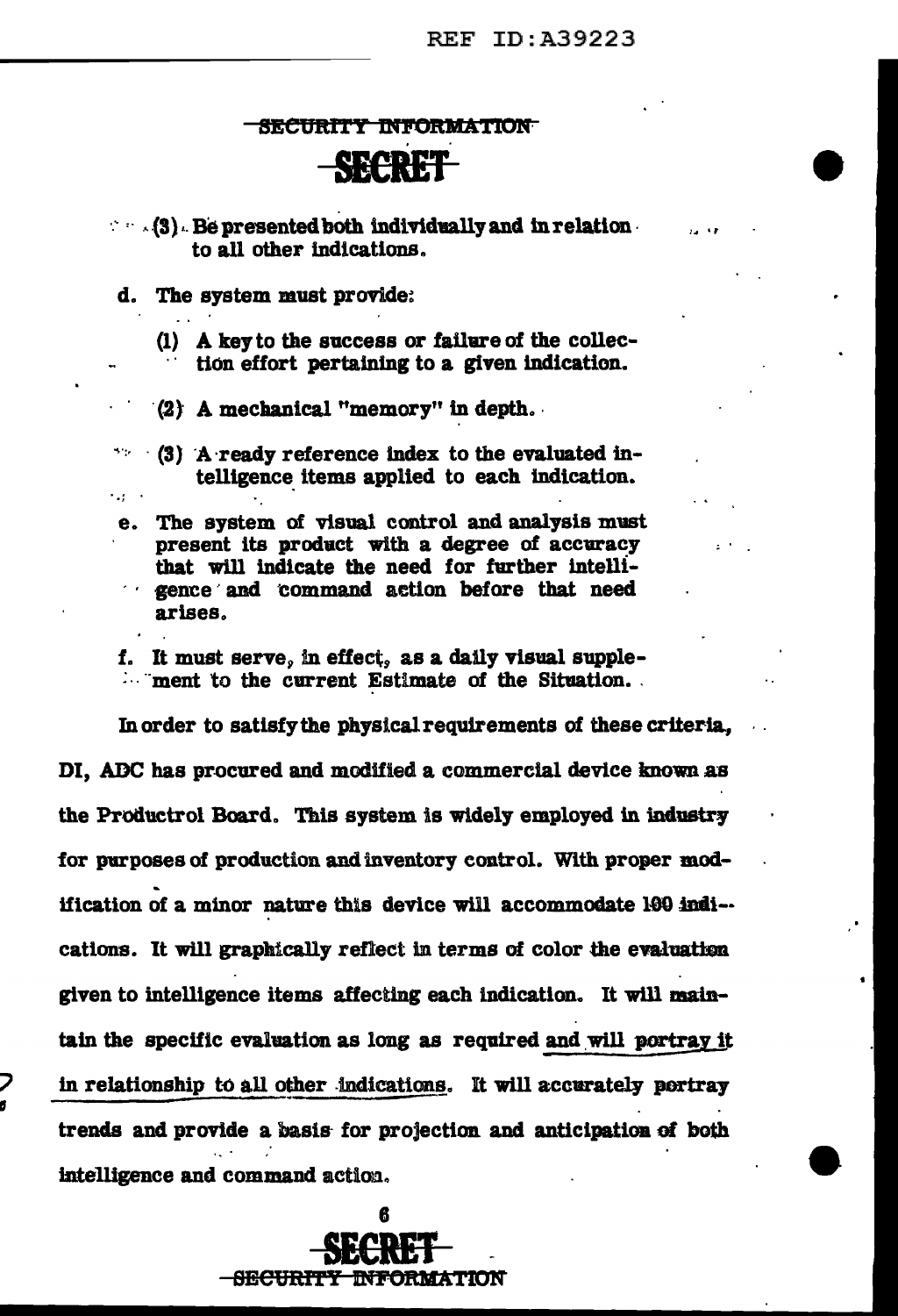(3) Be presented both individually and in relation to all other indications.

d. The system must provide:

(1) A key to the success or failure of the collection effort pertaining to a given indication.

(2) A mechanical "memory" in depth.

(3) A ready reference index to the evaluated intelligence items applied to each indication.

e. The system of visual control and analysis must present its product with a degree of accuracy that will indicate the need for further intelligence and command action before that need arises.

f. It must serve, in effect, as a daily visual supplement to the current Estimate of the Situation.

In order to satisfy the physical requirements of these criteria, DI, ADC has procured and modified a commercial device known as the Productrol Board. This system is widely employed in industry for purposes of production and inventory control. With proper modification of a minor nature this device will accommodate 100 indications. It will graphically reflect in terms of color the evaluation given to intelligence items affecting each indication. It will maintain the specific evaluation as long as required and will portray it in relationship to all other indications. It will accurately portray trends and provide a basis for projection and anticipation of both intelligence and command action.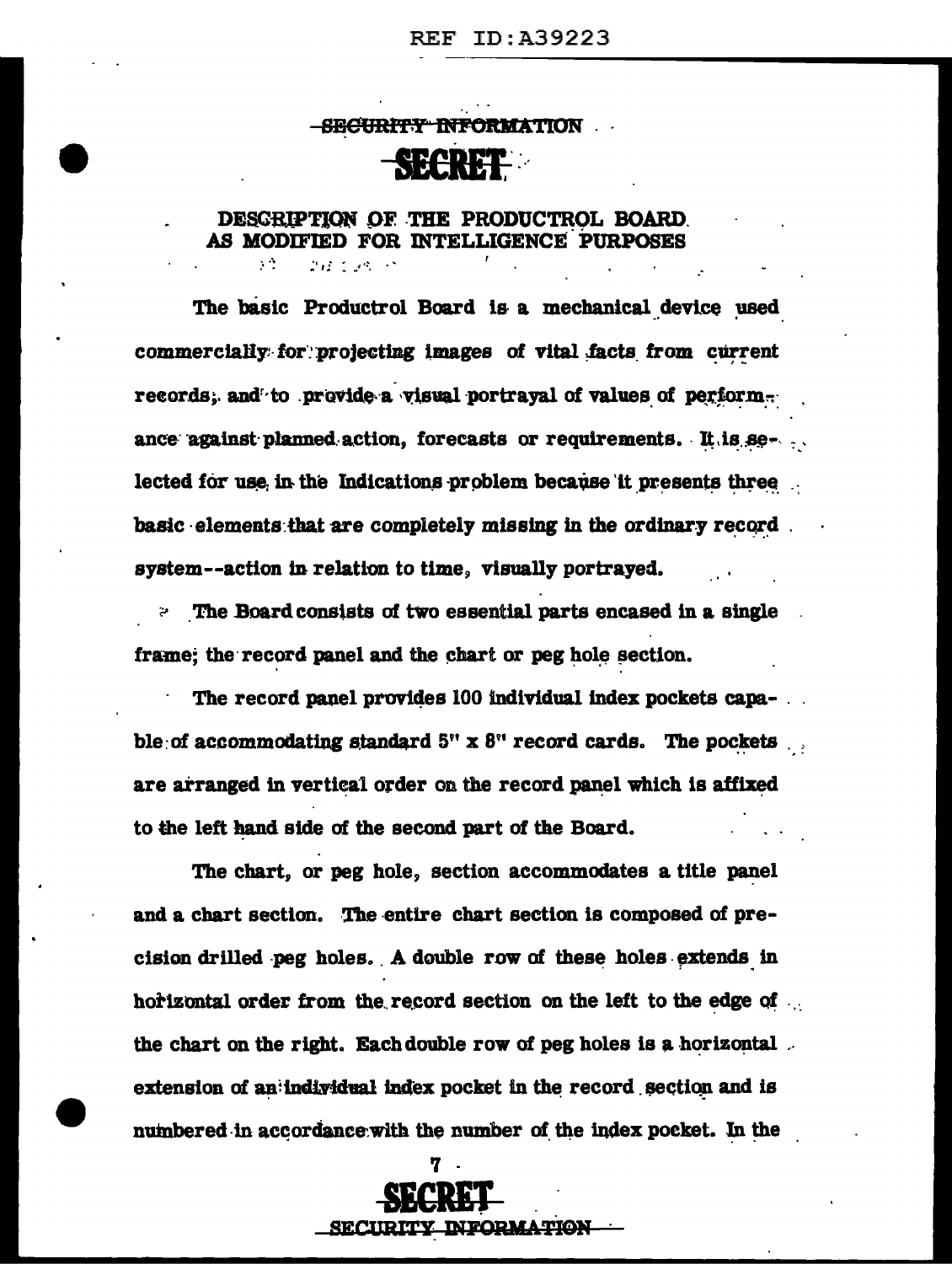~~SECURITY INFORMATION~~

~~SECRET~~

## DESCRIPTION OF THE PRODUCTROL BOARD AS MODIFIED FOR INTELLIGENCE PURPOSES

The basic Productrol Board is a mechanical device used commercially for projecting images of vital facts from current records, and to provide a visual portrayal of values of performance against planned action, forecasts or requirements. It is selected for use in the Indications problem because it presents three basic elements that are completely missing in the ordinary record system--action in relation to time, visually portrayed.

The Board consists of two essential parts encased in a single frame; the record panel and the chart or peg hole section.

The record panel provides 100 individual index pockets capable of accommodating standard 5" x 8" record cards. The pockets are arranged in vertical order on the record panel which is affixed to the left hand side of the second part of the Board.

The chart, or peg hole, section accommodates a title panel and a chart section. The entire chart section is composed of precision drilled peg holes. A double row of these holes extends in horizontal order from the record section on the left to the edge of the chart on the right. Each double row of peg holes is a horizontal extension of an individual index pocket in the record section and is numbered in accordance with the number of the index pocket. In the

~~SECRET~~

~~SECURITY INFORMATION~~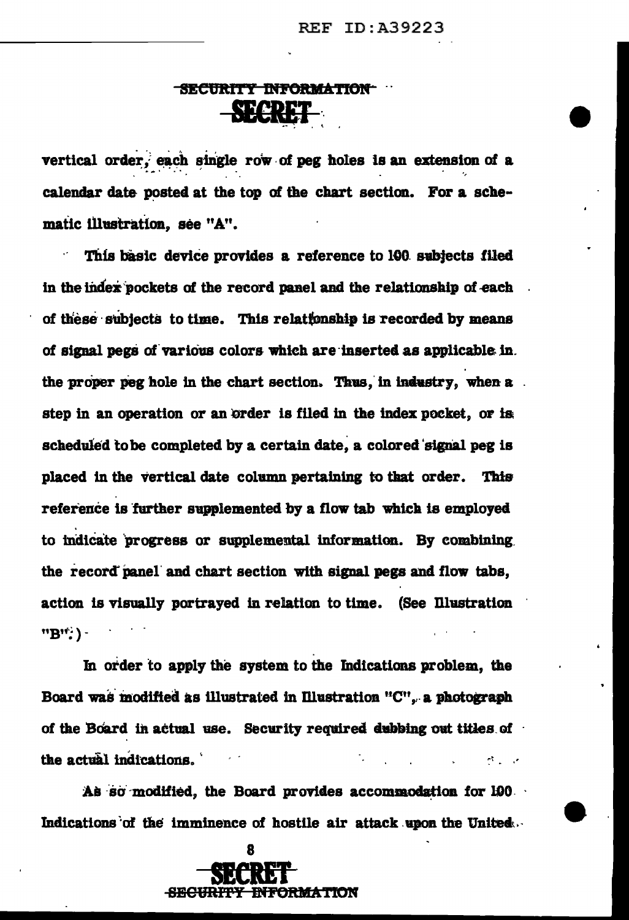vertical order, each single row of peg holes is an extension of a calendar date posted at the top of the chart section. For a schematic illustration, see "A".

This basic device provides a reference to 100 subjects filed in the index pockets of the record panel and the relationship of each of these subjects to time. This relationship is recorded by means of signal pegs of various colors which are inserted as applicable in the proper peg hole in the chart section. Thus, in industry, when a step in an operation or an order is filed in the index pocket, or is scheduled tobe completed by a certain date, a colored signal peg is placed in the vertical date column pertaining to that order. This reference is further supplemented by a flow tab which is employed to indicate progress or supplemental information. By combining the record panel and chart section with signal pegs and flow tabs, action is visually portrayed in relation to time. (See Illustration "B".)

In order to apply the system to the Indications problem, the Board was modified as illustrated in Illustration "C", a photograph of the Board in actual use. Security required dubbing out titles of the actual indications.

As so modified, the Board provides accommodation for 100 Indications of the imminence of hostile air attack upon the United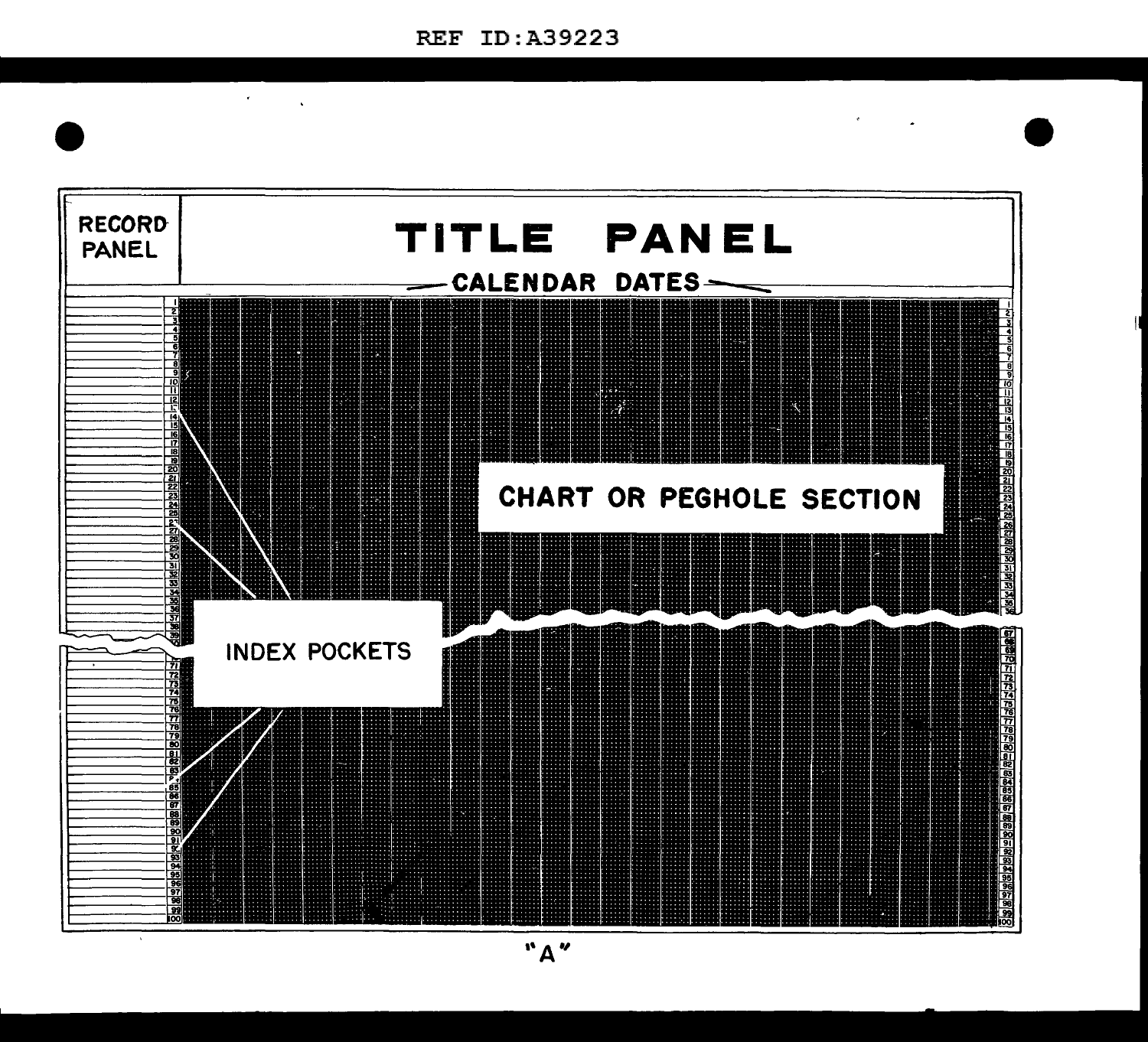RECORD PANEL

TITLE PANEL

CALENDAR DATES

CHART OR PEGHOLE SECTION

INDEX POCKETS

"A"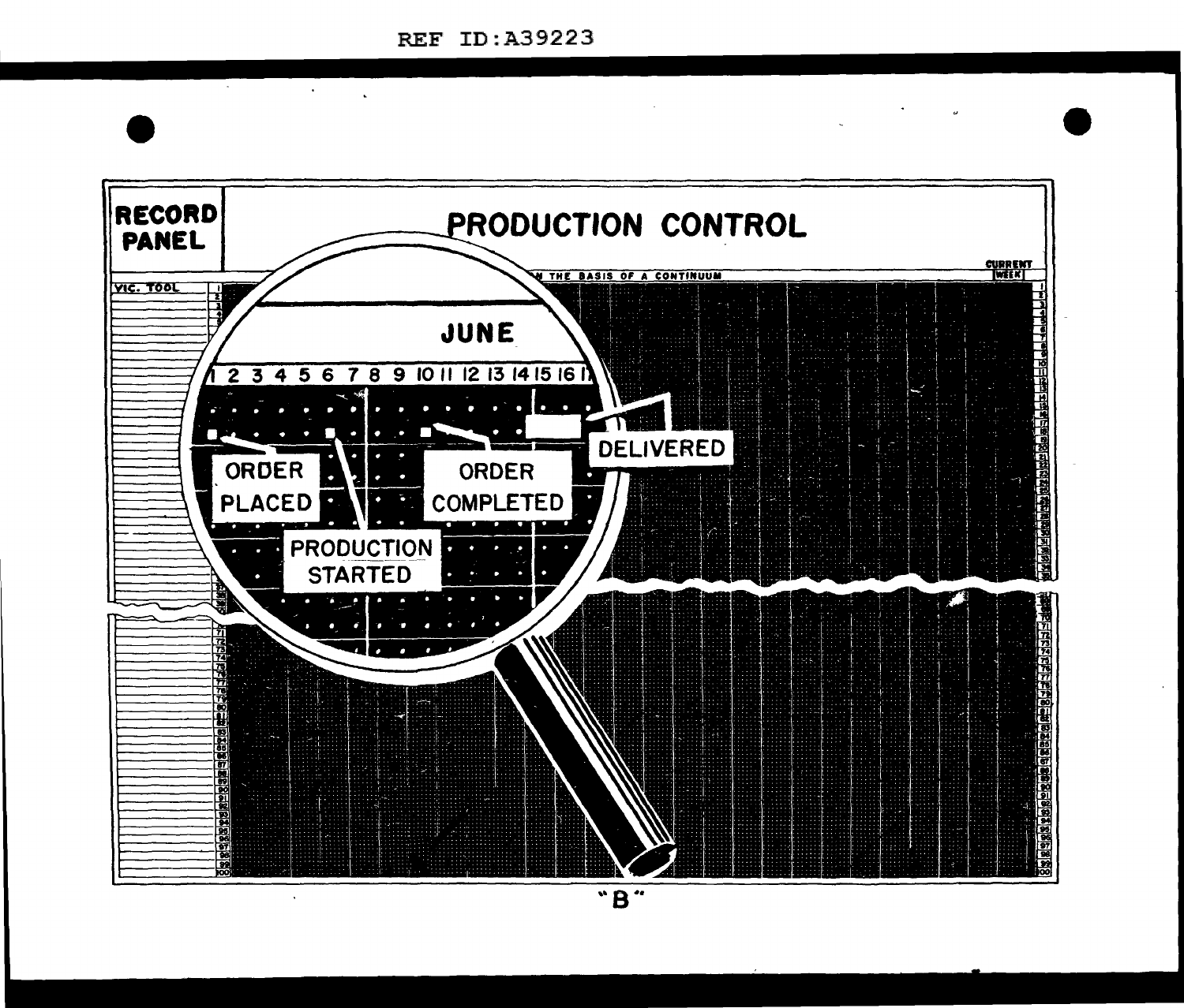# RECORD PANEL

# PRODUCTION CONTROL

...N THE BASIS OF A CONTINUUM

CURRENT WEEK

VIC. TOOL

JUNE

1 2 3 4 5 6 7 8 9 10 11 12 13 14 15 16 17

ORDER PLACED

PRODUCTION STARTED

ORDER COMPLETED

DELIVERED

"B"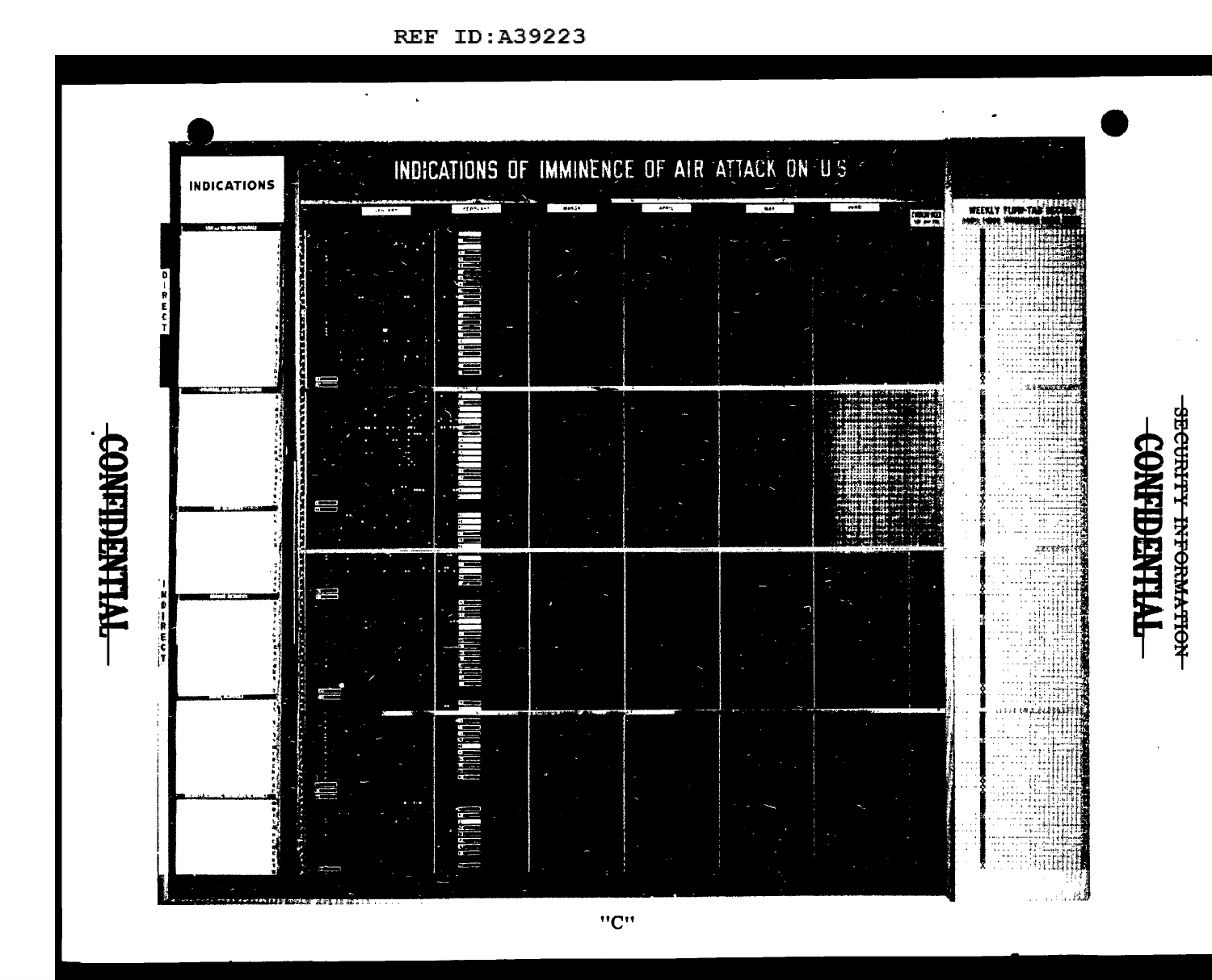REF ID:A39223

CONFIDENTIAL

# INDICATIONS OF IMMINENCE OF AIR ATTACK ON US

INDICATIONS

DIRECT

INDIRECT

JANUARY | FEBRUARY | MARCH | APRIL | MAY | JUNE

WEEKLY FLOW-TAB RECORD

"C"

SECURITY INFORMATION

CONFIDENTIAL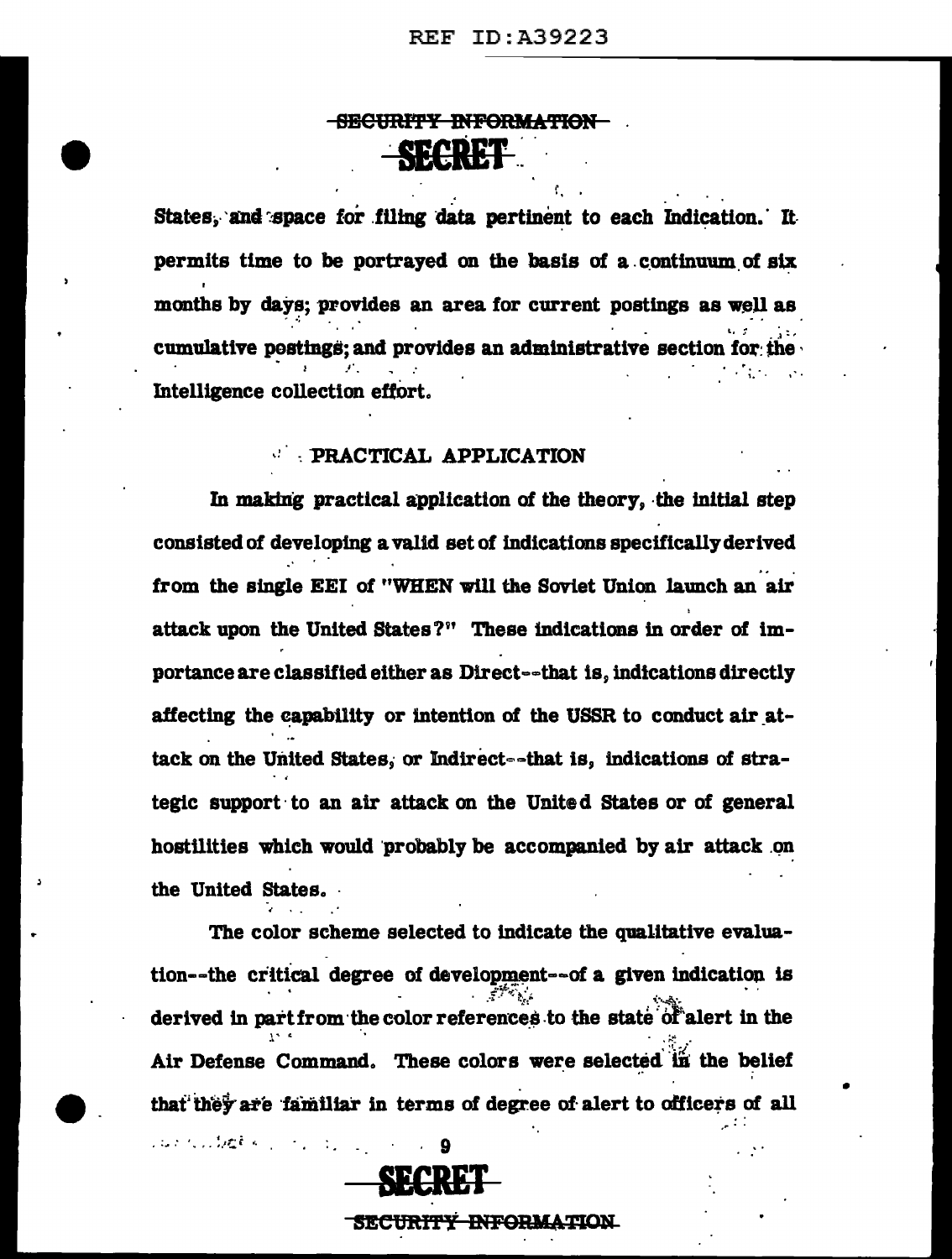States, and space for filing data pertinent to each Indication. It permits time to be portrayed on the basis of a continuum of six months by days; provides an area for current postings as well as cumulative postings; and provides an administrative section for the Intelligence collection effort.

## PRACTICAL APPLICATION

In making practical application of the theory, the initial step consisted of developing a valid set of indications specifically derived from the single EEI of "WHEN will the Soviet Union launch an air attack upon the United States?" These indications in order of importance are classified either as Direct--that is, indications directly affecting the capability or intention of the USSR to conduct air attack on the United States, or Indirect--that is, indications of strategic support to an air attack on the United States or of general hostilities which would probably be accompanied by air attack on the United States.

The color scheme selected to indicate the qualitative evaluation--the critical degree of development--of a given indication is derived in part from the color references to the state of alert in the Air Defense Command. These colors were selected in the belief that they are familiar in terms of degree of alert to officers of all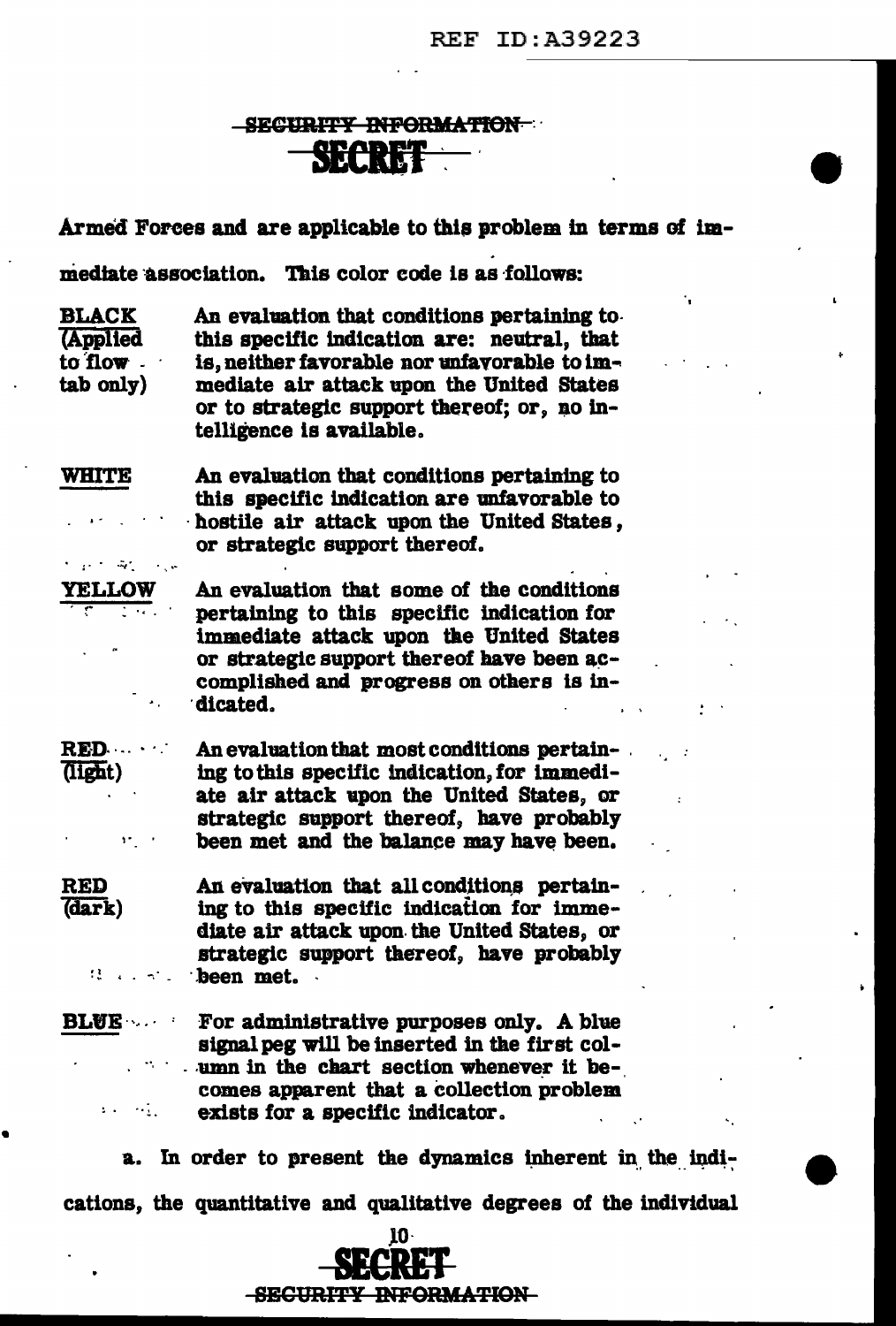Armed Forces and are applicable to this problem in terms of immediate association. This color code is as follows:

| | |
|---|---|
| BLACK (Applied to flow tab only) | An evaluation that conditions pertaining to this specific indication are: neutral, that is, neither favorable nor unfavorable to immediate air attack upon the United States or to strategic support thereof; or, no intelligence is available. |
| WHITE | An evaluation that conditions pertaining to this specific indication are unfavorable to hostile air attack upon the United States, or strategic support thereof. |
| YELLOW | An evaluation that some of the conditions pertaining to this specific indication for immediate attack upon the United States or strategic support thereof have been accomplished and progress on others is indicated. |
| RED (light) | An evaluation that most conditions pertaining to this specific indication, for immediate air attack upon the United States, or strategic support thereof, have probably been met and the balance may have been. |
| RED (dark) | An evaluation that all conditions pertaining to this specific indication for immediate air attack upon the United States, or strategic support thereof, have probably been met. |
| BLUE | For administrative purposes only. A blue signal peg will be inserted in the first column in the chart section whenever it becomes apparent that a collection problem exists for a specific indicator. |

a. In order to present the dynamics inherent in the indications, the quantitative and qualitative degrees of the individual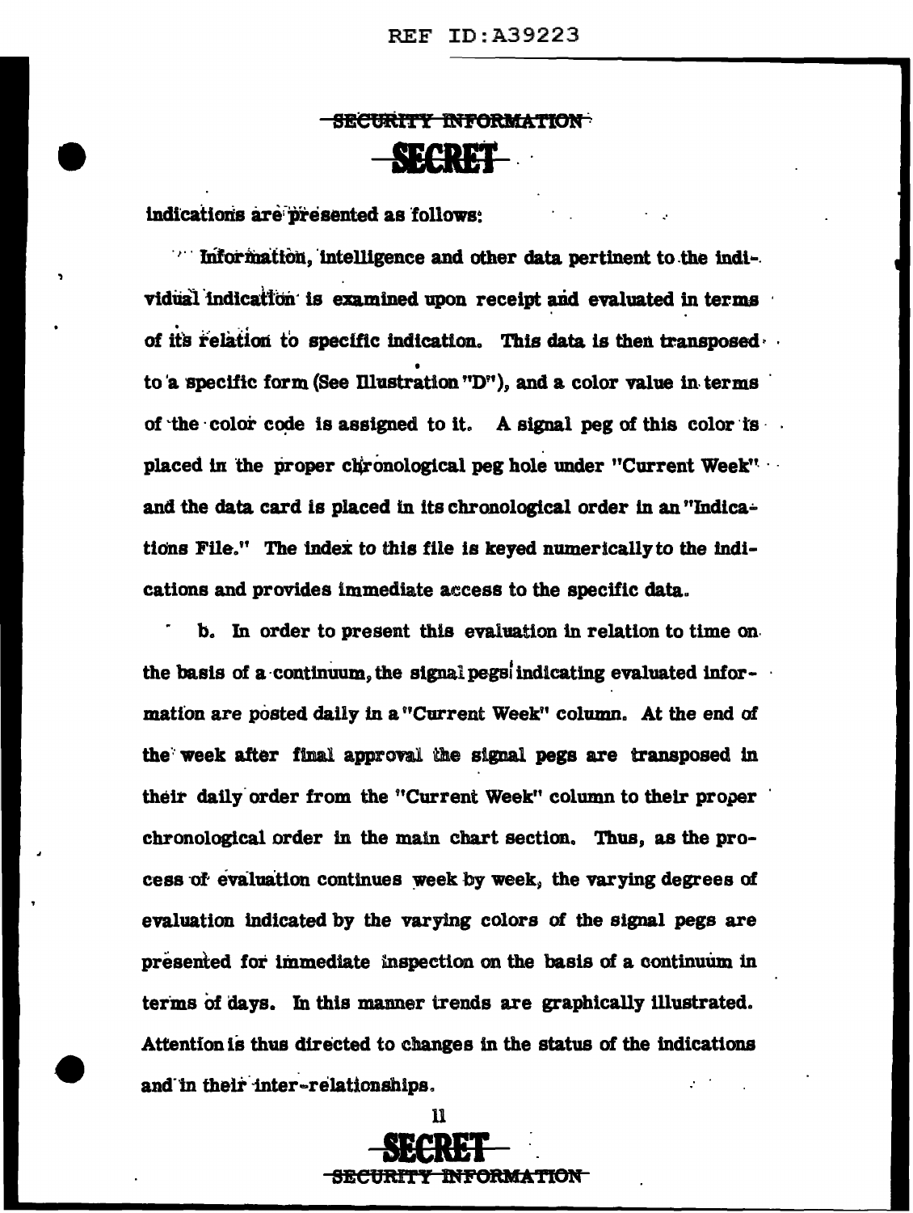indications are presented as follows:

Information, intelligence and other data pertinent to the individual indication is examined upon receipt and evaluated in terms of its relation to specific indication. This data is then transposed to a specific form (See Illustration "D"), and a color value in terms of the color code is assigned to it. A signal peg of this color is placed in the proper chronological peg hole under "Current Week" and the data card is placed in its chronological order in an "Indications File." The index to this file is keyed numerically to the indications and provides immediate access to the specific data.

b. In order to present this evaluation in relation to time on the basis of a continuum, the signal pegs indicating evaluated information are posted daily in a "Current Week" column. At the end of the week after final approval the signal pegs are transposed in their daily order from the "Current Week" column to their proper chronological order in the main chart section. Thus, as the process of evaluation continues week by week, the varying degrees of evaluation indicated by the varying colors of the signal pegs are presented for immediate inspection on the basis of a continuum in terms of days. In this manner trends are graphically illustrated. Attention is thus directed to changes in the status of the indications and in their inter-relationships.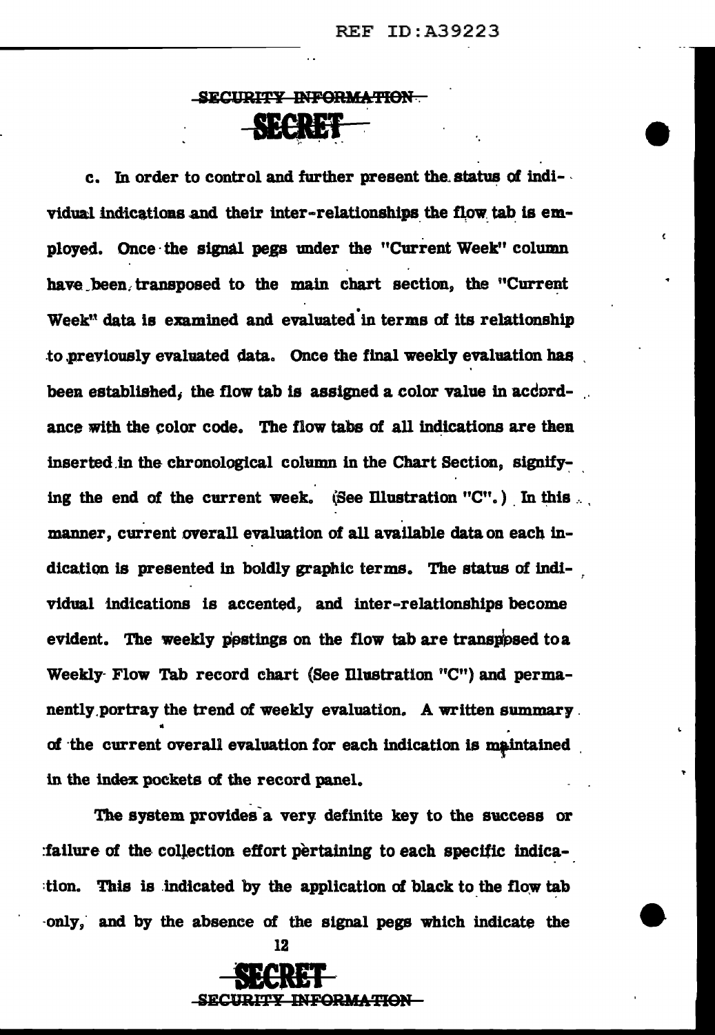c. In order to control and further present the status of individual indications and their inter-relationships the flow tab is employed. Once the signal pegs under the "Current Week" column have been transposed to the main chart section, the "Current Week" data is examined and evaluated in terms of its relationship to previously evaluated data. Once the final weekly evaluation has been established, the flow tab is assigned a color value in accordance with the color code. The flow tabs of all indications are then inserted in the chronological column in the Chart Section, signifying the end of the current week. (See Illustration "C".) In this manner, current overall evaluation of all available data on each indication is presented in boldly graphic terms. The status of individual indications is accented, and inter-relationships become evident. The weekly postings on the flow tab are transposed to a Weekly Flow Tab record chart (See Illustration "C") and permanently portray the trend of weekly evaluation. A written summary of the current overall evaluation for each indication is maintained in the index pockets of the record panel.

The system provides a very definite key to the success or failure of the collection effort pertaining to each specific indication. This is indicated by the application of black to the flow tab only, and by the absence of the signal pegs which indicate the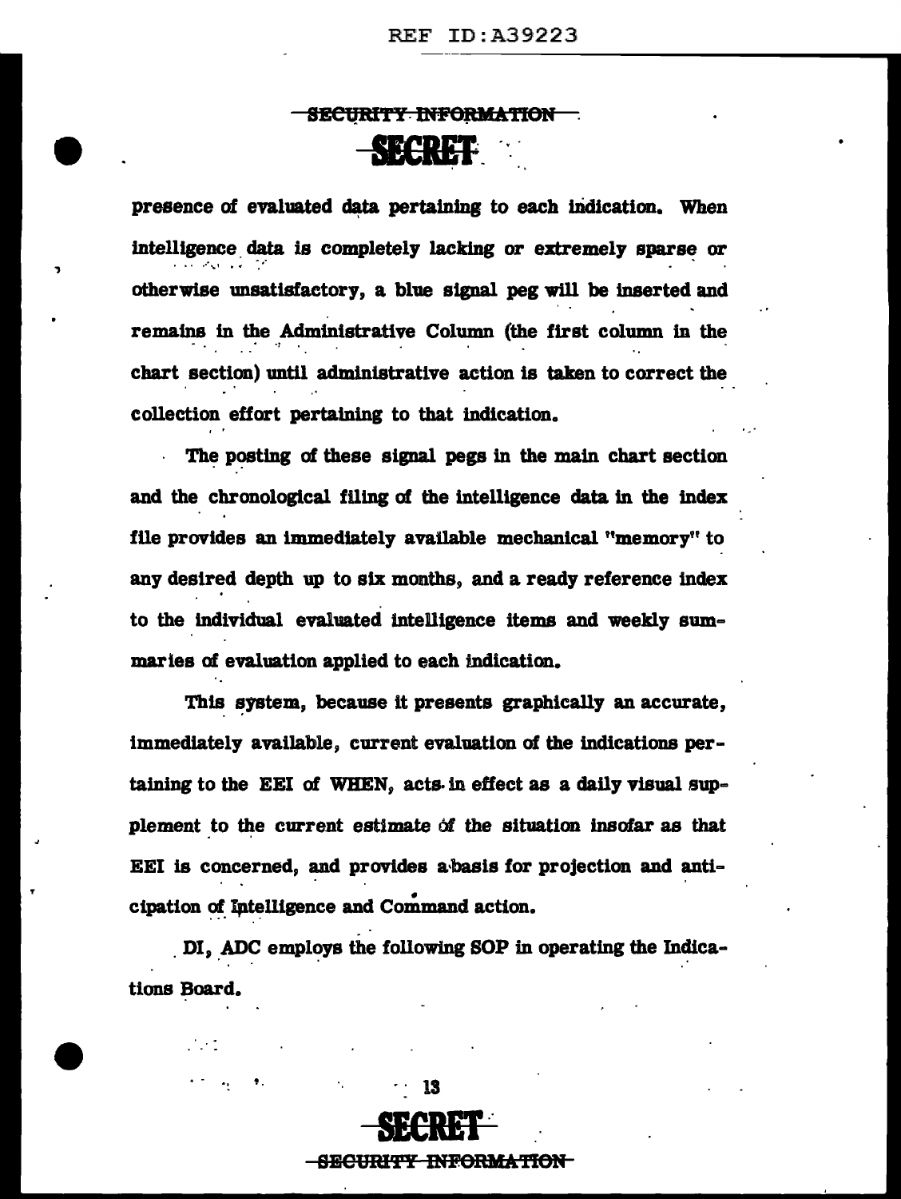presence of evaluated data pertaining to each indication. When intelligence data is completely lacking or extremely sparse or otherwise unsatisfactory, a blue signal peg will be inserted and remains in the Administrative Column (the first column in the chart section) until administrative action is taken to correct the collection effort pertaining to that indication.

The posting of these signal pegs in the main chart section and the chronological filing of the intelligence data in the index file provides an immediately available mechanical "memory" to any desired depth up to six months, and a ready reference index to the individual evaluated intelligence items and weekly summaries of evaluation applied to each indication.

This system, because it presents graphically an accurate, immediately available, current evaluation of the indications pertaining to the EEI of WHEN, acts in effect as a daily visual supplement to the current estimate of the situation insofar as that EEI is concerned, and provides a basis for projection and anticipation of Intelligence and Command action.

DI, ADC employs the following SOP in operating the Indications Board.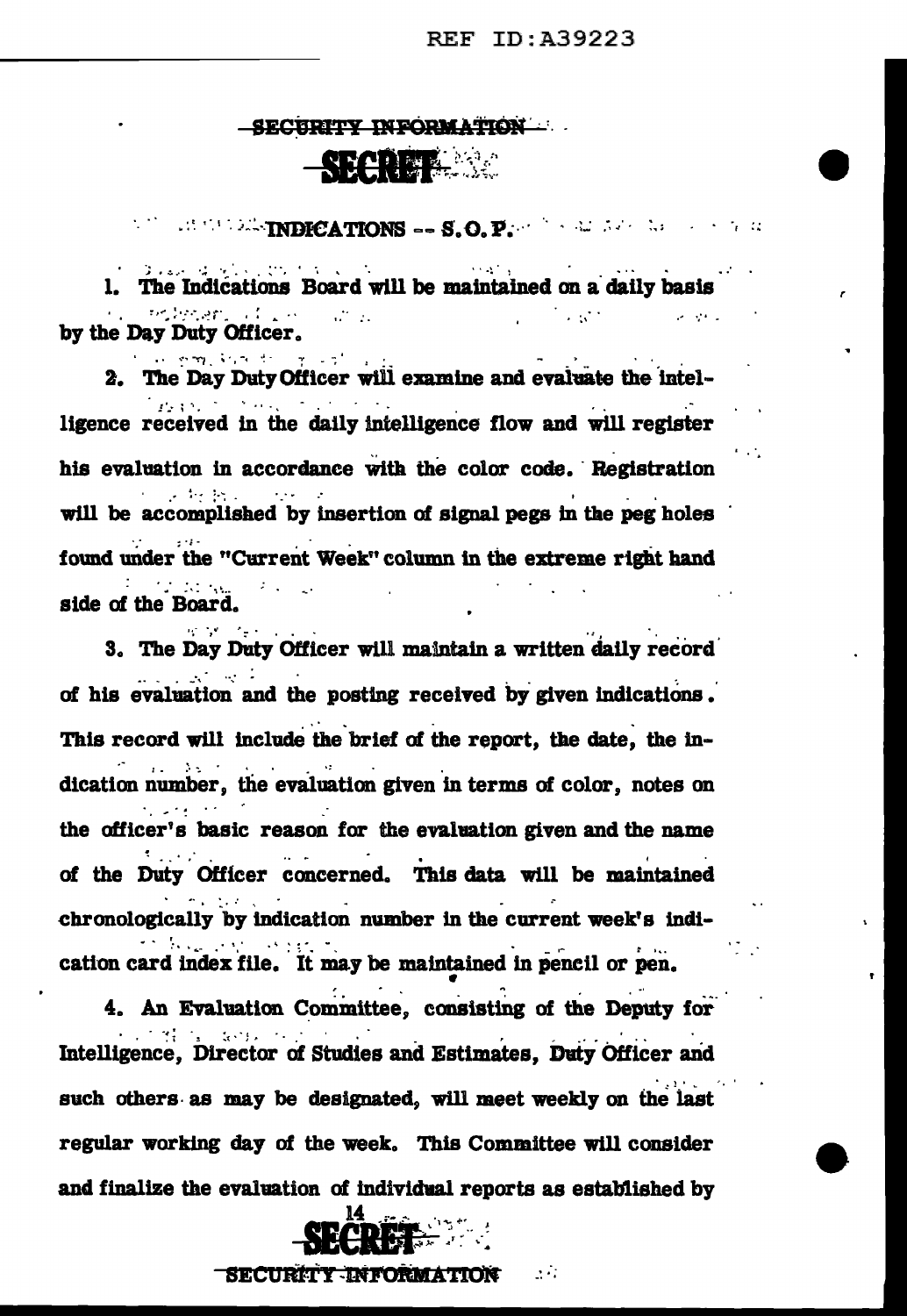~~SECURITY INFORMATION~~

~~SECRET~~

## INDICATIONS -- S.O.P.

1. The Indications Board will be maintained on a daily basis by the Day Duty Officer.

2. The Day Duty Officer will examine and evaluate the intelligence received in the daily intelligence flow and will register his evaluation in accordance with the color code. Registration will be accomplished by insertion of signal pegs in the peg holes found under the "Current Week" column in the extreme right hand side of the Board.

3. The Day Duty Officer will maintain a written daily record of his evaluation and the posting received by given indications. This record will include the brief of the report, the date, the indication number, the evaluation given in terms of color, notes on the officer's basic reason for the evaluation given and the name of the Duty Officer concerned. This data will be maintained chronologically by indication number in the current week's indication card index file. It may be maintained in pencil or pen.

4. An Evaluation Committee, consisting of the Deputy for Intelligence, Director of Studies and Estimates, Duty Officer and such others as may be designated, will meet weekly on the last regular working day of the week. This Committee will consider and finalize the evaluation of individual reports as established by

~~SECRET~~

~~SECURITY INFORMATION~~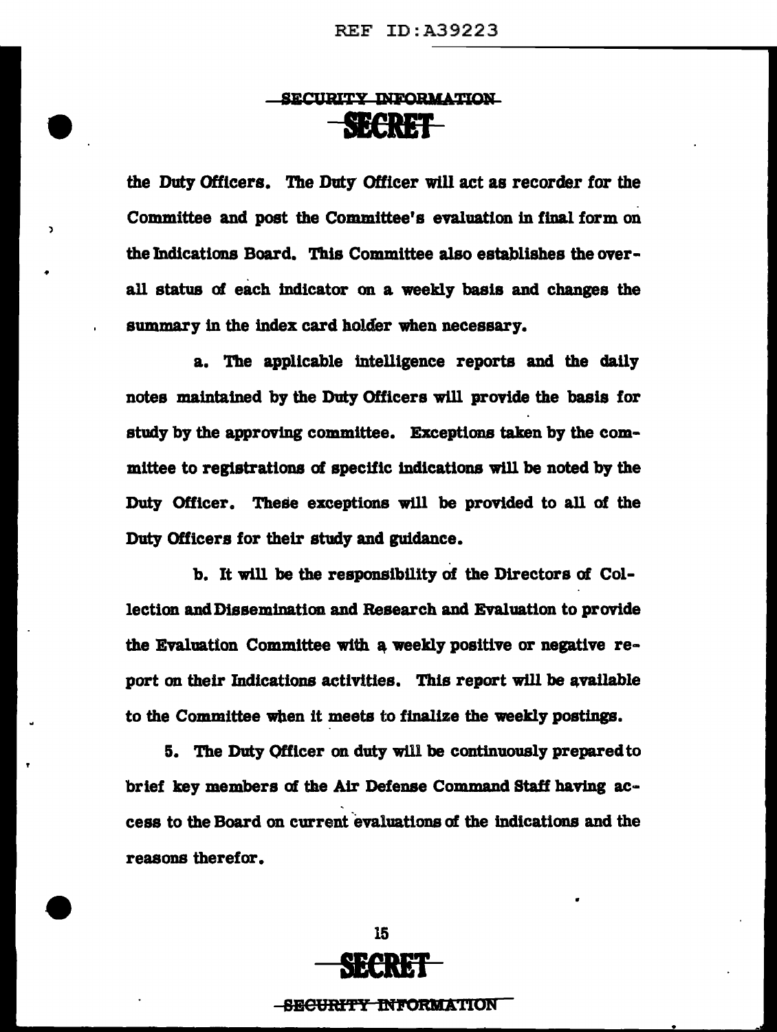the Duty Officers. The Duty Officer will act as recorder for the Committee and post the Committee's evaluation in final form on the Indications Board. This Committee also establishes the overall status of each indicator on a weekly basis and changes the summary in the index card holder when necessary.

a. The applicable intelligence reports and the daily notes maintained by the Duty Officers will provide the basis for study by the approving committee. Exceptions taken by the committee to registrations of specific indications will be noted by the Duty Officer. These exceptions will be provided to all of the Duty Officers for their study and guidance.

b. It will be the responsibility of the Directors of Collection and Dissemination and Research and Evaluation to provide the Evaluation Committee with a weekly positive or negative report on their Indications activities. This report will be available to the Committee when it meets to finalize the weekly postings.

5. The Duty Officer on duty will be continuously prepared to brief key members of the Air Defense Command Staff having access to the Board on current evaluations of the indications and the reasons therefor.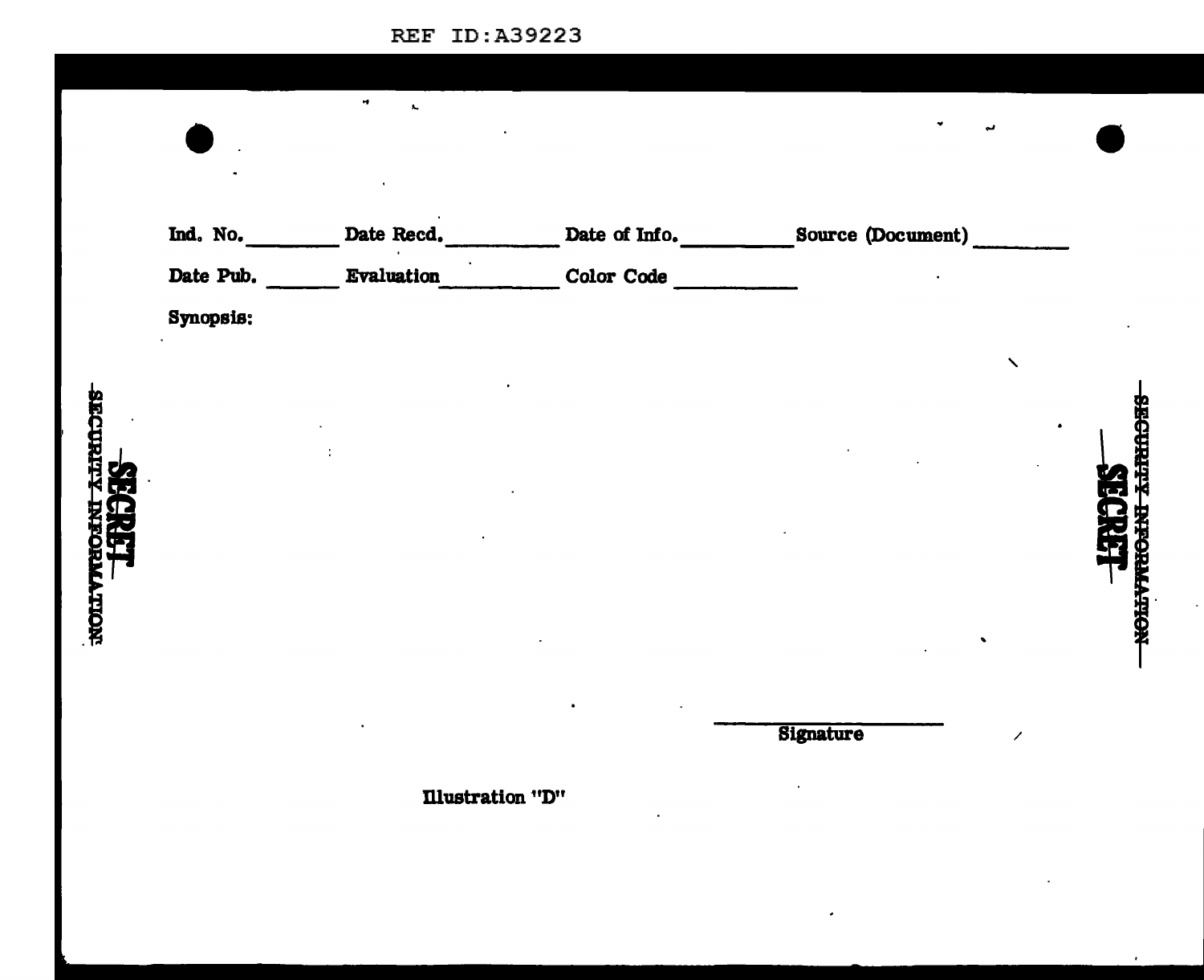REF ID:A39223

SECURITY INFORMATION

SECRET

Ind. No. ________ Date Recd. __________ Date of Info. __________ Source (Document) ________

Date Pub. ______ Evaluation __________ Color Code __________

Synopsis:

_________________

Signature

Illustration "D"

SECRET

SECURITY INFORMATION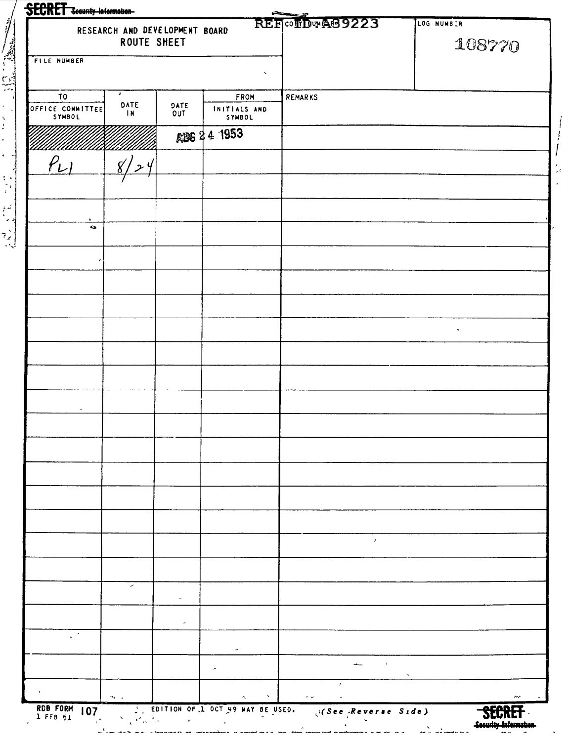SECRET ~~Security Information~~

REF ID:A39223

# RESEARCH AND DEVELOPMENT BOARD
## ROUTE SHEET

| | COPY NUMBER | LOG NUMBER |
|---|---|---|
| FILE NUMBER | | 108770 |

| TO OFFICE COMMITTEE SYMBOL | DATE IN | DATE OUT | FROM INITIALS AND SYMBOL | REMARKS |
|---|---|---|---|---|
| | | AUG 24 1953 | | |
| PL1 | 8/24 | | | |
| | | | | |
| | | | | |
| | | | | |
| | | | | |
| | | | | |
| | | | | |
| | | | | |
| | | | | |
| | | | | |
| | | | | |
| | | | | |
| | | | | |
| | | | | |
| | | | | |
| | | | | |
| | | | | |
| | | | | |
| | | | | |
| | | | | |
| | | | | |
| | | | | |

RDB FORM 107
1 FEB 51

EDITION OF 1 OCT 49 MAY BE USED. (See Reverse Side)

SECRET ~~Security Information~~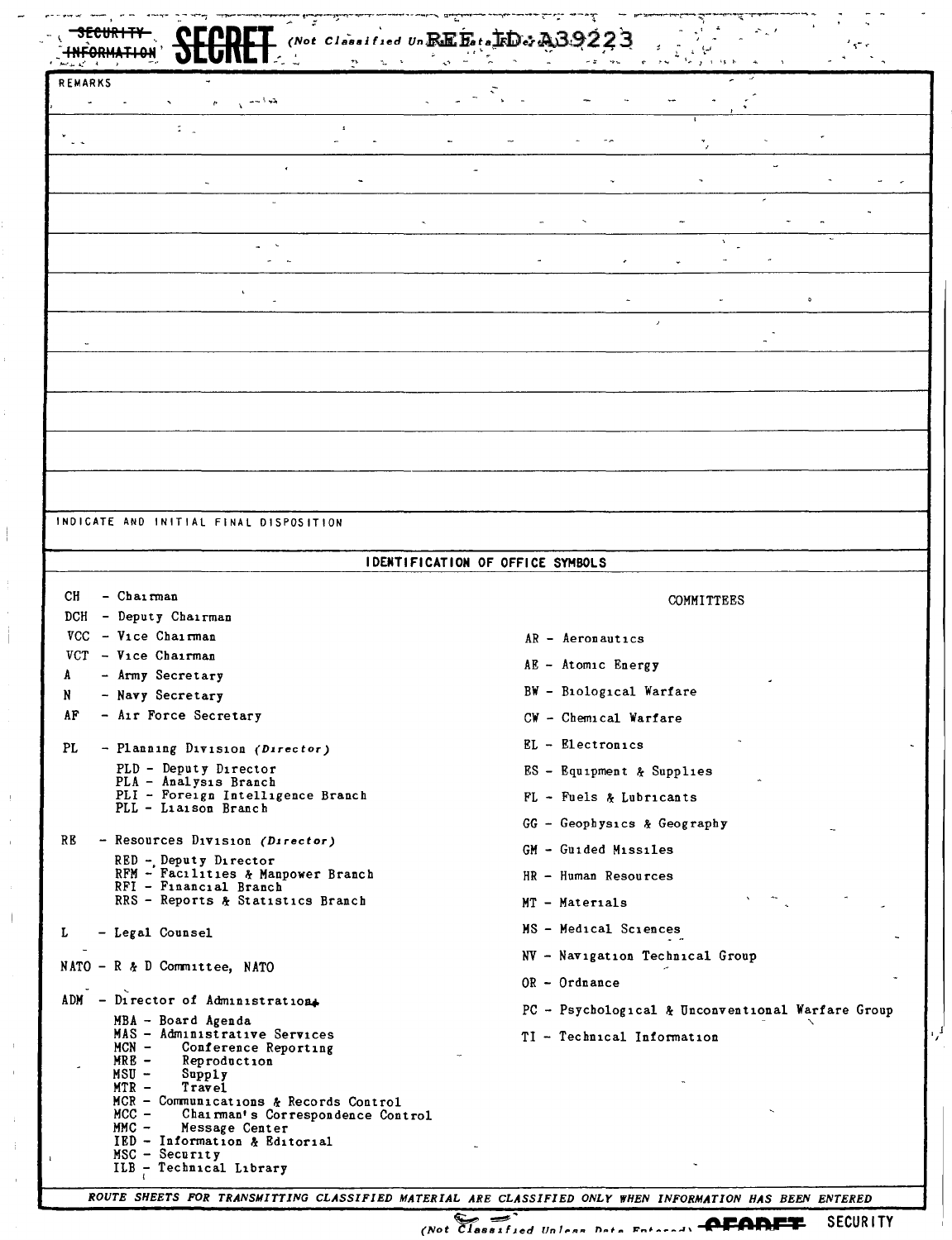~~SECURITY INFORMATION~~ SECRET (Not Classified Unless Data Entered) REF ID:A39223

REMARKS

INDICATE AND INITIAL FINAL DISPOSITION

## IDENTIFICATION OF OFFICE SYMBOLS

CH - Chairman
DCH - Deputy Chairman
VCC - Vice Chairman
VCT - Vice Chairman
A - Army Secretary
N - Navy Secretary
AF - Air Force Secretary

PL - Planning Division *(Director)*
- PLD - Deputy Director
- PLA - Analysis Branch
- PLI - Foreign Intelligence Branch
- PLL - Liaison Branch

RE - Resources Division *(Director)*
- RED - Deputy Director
- RFM - Facilities & Manpower Branch
- RFI - Financial Branch
- RRS - Reports & Statistics Branch

L - Legal Counsel

NATO - R & D Committee, NATO

ADM - Director of Administration
- MBA - Board Agenda
- MAS - Administrative Services
  - MCN - Conference Reporting
  - MRE - Reproduction
  - MSU - Supply
  - MTR - Travel
- MCR - Communications & Records Control
  - MCC - Chairman's Correspondence Control
  - MMC - Message Center
- IED - Information & Editorial
- MSC - Security
- ILB - Technical Library

COMMITTEES

AR - Aeronautics
AE - Atomic Energy
BW - Biological Warfare
CW - Chemical Warfare
EL - Electronics
ES - Equipment & Supplies
FL - Fuels & Lubricants
GG - Geophysics & Geography
GM - Guided Missiles
HR - Human Resources
MT - Materials
MS - Medical Sciences
NV - Navigation Technical Group
OR - Ordnance
PC - Psychological & Unconventional Warfare Group
TI - Technical Information

*ROUTE SHEETS FOR TRANSMITTING CLASSIFIED MATERIAL ARE CLASSIFIED ONLY WHEN INFORMATION HAS BEEN ENTERED*

(Not Classified Unless Data Entered) ~~SECRET~~ SECURITY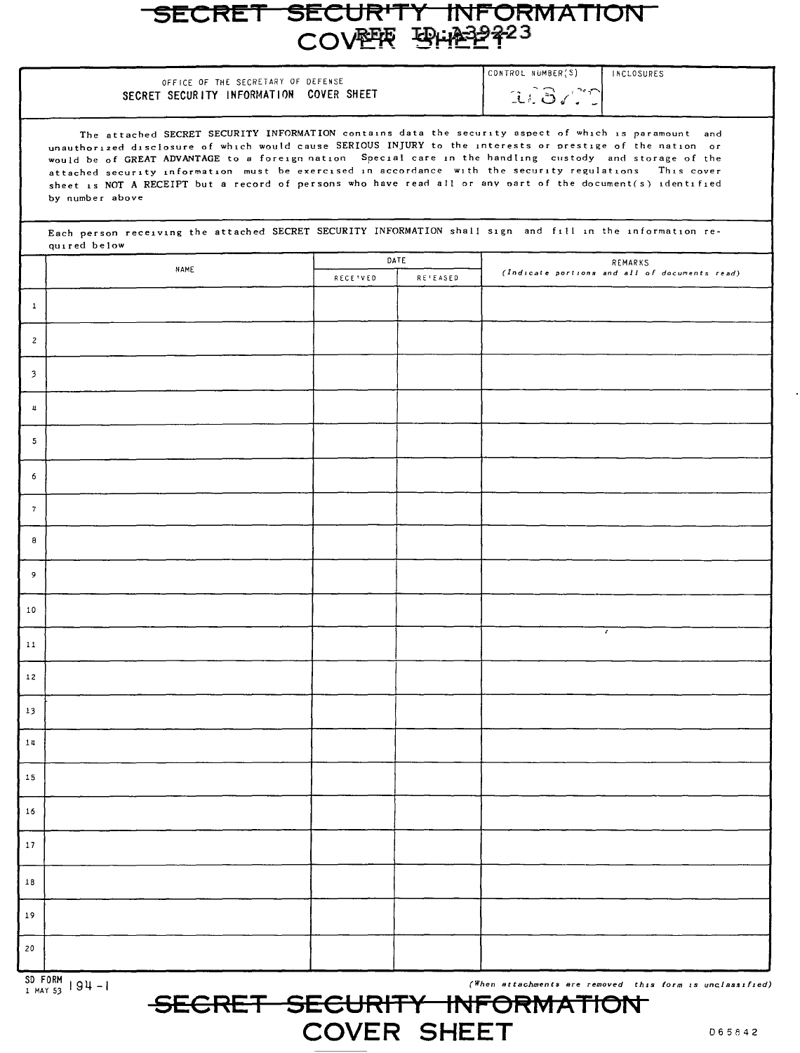~~SECRET SECURITY INFORMATION~~
COVER SHEET

REF ID:A39223

| OFFICE OF THE SECRETARY OF DEFENSE<br>SECRET SECURITY INFORMATION COVER SHEET | CONTROL NUMBER(S) | INCLOSURES |
|---|---|---|
| | 10877 | |

The attached SECRET SECURITY INFORMATION contains data the security aspect of which is paramount and unauthorized disclosure of which would cause SERIOUS INJURY to the interests or prestige of the nation or would be of GREAT ADVANTAGE to a foreign nation Special care in the handling custody and storage of the attached security information must be exercised in accordance with the security regulations This cover sheet is NOT A RECEIPT but a record of persons who have read all or any part of the document(s) identified by number above

Each person receiving the attached SECRET SECURITY INFORMATION shall sign and fill in the information required below

| | NAME | DATE | | REMARKS (Indicate portions and all of documents read) |
|---|---|---|---|---|
| | | RECEIVED | RELEASED | |
| 1 | | | | |
| 2 | | | | |
| 3 | | | | |
| 4 | | | | |
| 5 | | | | |
| 6 | | | | |
| 7 | | | | |
| 8 | | | | |
| 9 | | | | |
| 10 | | | | |
| 11 | | | | |
| 12 | | | | |
| 13 | | | | |
| 14 | | | | |
| 15 | | | | |
| 16 | | | | |
| 17 | | | | |
| 18 | | | | |
| 19 | | | | |
| 20 | | | | |

SD FORM 194-1
1 MAY 53

(When attachments are removed this form is unclassified)

~~SECRET SECURITY INFORMATION~~
COVER SHEET

D65842